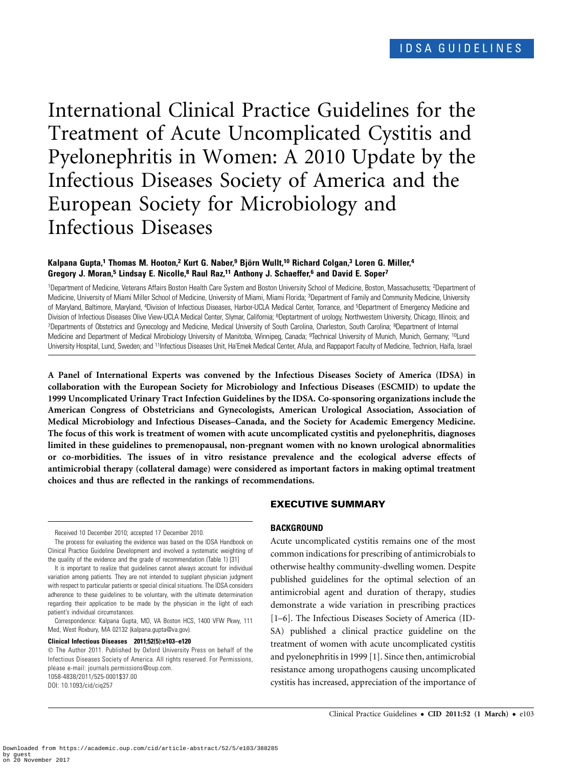IDSA GUIDELINES

# International Clinical Practice Guidelines for the Treatment of Acute Uncomplicated Cystitis and Pyelonephritis in Women: A 2010 Update by the Infectious Diseases Society of America and the European Society for Microbiology and Infectious Diseases

**Kalpana Gupta,[1] Thomas M. Hooton,[2] Kurt G. Naber,[9] Björn Wullt,[10] Richard Colgan,[3] Loren G. Miller,[4] Gregory J. Moran,[5] Lindsay E. Nicolle,[8] Raul Raz,[11] Anthony J. Schaeffer,[6] and David E. Soper[7]**

[1]Department of Medicine, Veterans Affairs Boston Health Care System and Boston University School of Medicine, Boston, Massachusetts; [2]Department of Medicine, University of Miami Miller School of Medicine, University of Miami, Miami Florida; [3]Department of Family and Community Medicine, University of Maryland, Baltimore, Maryland, [4]Division of Infectious Diseases, Harbor-UCLA Medical Center, Torrance, and [5]Department of Emergency Medicine and Division of Infectious Diseases Olive View-UCLA Medical Center, Slymar, California; [6]Deptartment of urology, Northwestern University, Chicago, Illinois; and [7]Departments of Obstetrics and Gynecology and Medicine, Medical University of South Carolina, Charleston, South Carolina; [8]Department of Internal Medicine and Department of Medical Mirobiology University of Manitoba, Winnipeg, Canada; [9]Technical University of Munich, Munich, Germany; [10]Lund University Hospital, Lund, Sweden; and [11]Infectious Diseases Unit, Ha'Emek Medical Center, Afula, and Rappaport Faculty of Medicine, Technion, Haifa, Israel

**A Panel of International Experts was convened by the Infectious Diseases Society of America (IDSA) in collaboration with the European Society for Microbiology and Infectious Diseases (ESCMID) to update the 1999 Uncomplicated Urinary Tract Infection Guidelines by the IDSA. Co-sponsoring organizations include the American Congress of Obstetricians and Gynecologists, American Urological Association, Association of Medical Microbiology and Infectious Diseases–Canada, and the Society for Academic Emergency Medicine. The focus of this work is treatment of women with acute uncomplicated cystitis and pyelonephritis, diagnoses limited in these guidelines to premenopausal, non-pregnant women with no known urological abnormalities or co-morbidities. The issues of in vitro resistance prevalence and the ecological adverse effects of antimicrobial therapy (collateral damage) were considered as important factors in making optimal treatment choices and thus are reflected in the rankings of recommendations.**

## EXECUTIVE SUMMARY

### BACKGROUND

Acute uncomplicated cystitis remains one of the most common indications for prescribing of antimicrobials to otherwise healthy community-dwelling women. Despite published guidelines for the optimal selection of an antimicrobial agent and duration of therapy, studies demonstrate a wide variation in prescribing practices [1–6]. The Infectious Diseases Society of America (IDSA) published a clinical practice guideline on the treatment of women with acute uncomplicated cystitis and pyelonephritis in 1999 [1]. Since then, antimicrobial resistance among uropathogens causing uncomplicated cystitis has increased, appreciation of the importance of

---

Received 10 December 2010; accepted 17 December 2010.

The process for evaluating the evidence was based on the IDSA Handbook on Clinical Practice Guideline Development and involved a systematic weighting of the quality of the evidence and the grade of recommendation (Table 1) [31]

It is important to realize that guidelines cannot always account for individual variation among patients. They are not intended to supplant physician judgment with respect to particular patients or special clinical situations. The IDSA considers adherence to these guidelines to be voluntary, with the ultimate determination regarding their application to be made by the physician in the light of each patient's individual circumstances.

Correspondence: Kalpana Gupta, MD, VA Boston HCS, 1400 VFW Pkwy, 111 Med, West Roxbury, MA 02132 (kalpana.gupta@va.gov).

**Clinical Infectious Diseases 2011;52(5):e103–e120**

© The Author 2011. Published by Oxford University Press on behalf of the Infectious Diseases Society of America. All rights reserved. For Permissions, please e-mail: journals.permissions@oup.com.
1058-4838/2011/525-0001$37.00
DOI: 10.1093/cid/ciq257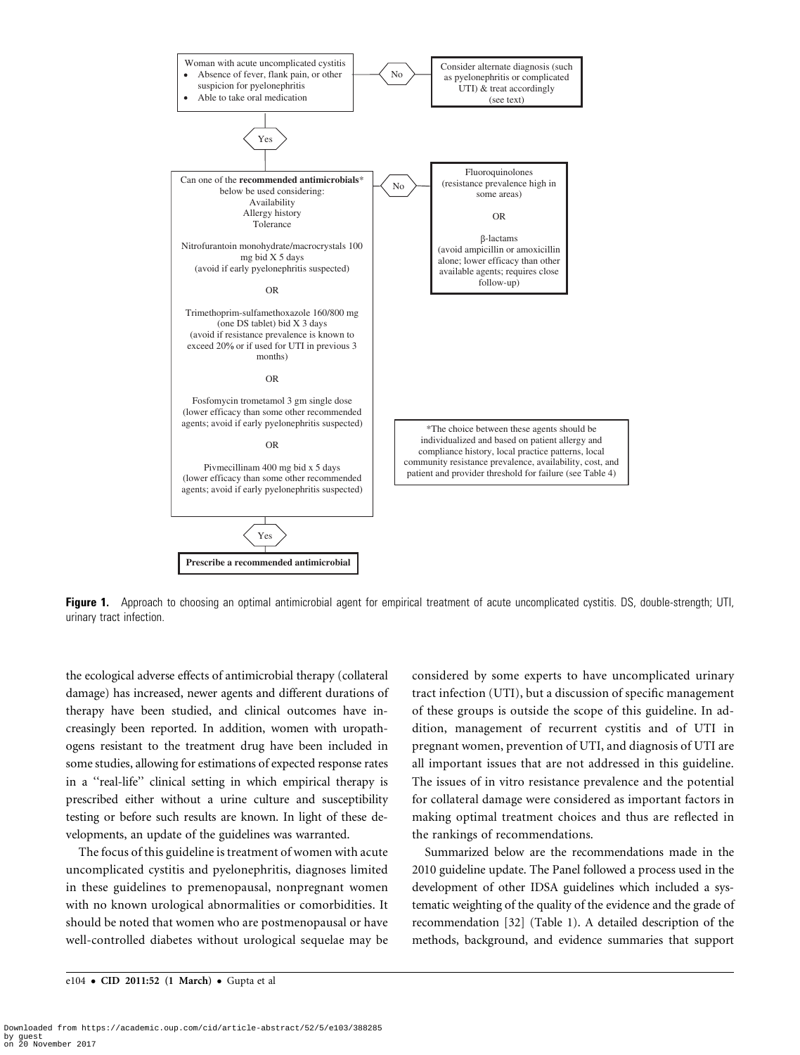Woman with acute uncomplicated cystitis
- Absence of fever, flank pain, or other suspicion for pyelonephritis
- Able to take oral medication

No → Consider alternate diagnosis (such as pyelonephritis or complicated UTI) & treat accordingly (see text)

Yes

Can one of the **recommended antimicrobials*** below be used considering:
Availability
Allergy history
Tolerance

Nitrofurantoin monohydrate/macrocrystals 100 mg bid X 5 days
(avoid if early pyelonephritis suspected)

OR

Trimethoprim-sulfamethoxazole 160/800 mg (one DS tablet) bid X 3 days
(avoid if resistance prevalence is known to exceed 20% or if used for UTI in previous 3 months)

OR

Fosfomycin trometamol 3 gm single dose
(lower efficacy than some other recommended agents; avoid if early pyelonephritis suspected)

OR

Pivmecillinam 400 mg bid x 5 days
(lower efficacy than some other recommended agents; avoid if early pyelonephritis suspected)

No → Fluoroquinolones
(resistance prevalence high in some areas)

OR

β-lactams
(avoid ampicillin or amoxicillin alone; lower efficacy than other available agents; requires close follow-up)

*The choice between these agents should be individualized and based on patient allergy and compliance history, local practice patterns, local community resistance prevalence, availability, cost, and patient and provider threshold for failure (see Table 4)

Yes

**Prescribe a recommended antimicrobial**

**Figure 1.** Approach to choosing an optimal antimicrobial agent for empirical treatment of acute uncomplicated cystitis. DS, double-strength; UTI, urinary tract infection.

the ecological adverse effects of antimicrobial therapy (collateral damage) has increased, newer agents and different durations of therapy have been studied, and clinical outcomes have increasingly been reported. In addition, women with uropathogens resistant to the treatment drug have been included in some studies, allowing for estimations of expected response rates in a ''real-life'' clinical setting in which empirical therapy is prescribed either without a urine culture and susceptibility testing or before such results are known. In light of these developments, an update of the guidelines was warranted.

The focus of this guideline is treatment of women with acute uncomplicated cystitis and pyelonephritis, diagnoses limited in these guidelines to premenopausal, nonpregnant women with no known urological abnormalities or comorbidities. It should be noted that women who are postmenopausal or have well-controlled diabetes without urological sequelae may be considered by some experts to have uncomplicated urinary tract infection (UTI), but a discussion of specific management of these groups is outside the scope of this guideline. In addition, management of recurrent cystitis and of UTI in pregnant women, prevention of UTI, and diagnosis of UTI are all important issues that are not addressed in this guideline. The issues of in vitro resistance prevalence and the potential for collateral damage were considered as important factors in making optimal treatment choices and thus are reflected in the rankings of recommendations.

Summarized below are the recommendations made in the 2010 guideline update. The Panel followed a process used in the development of other IDSA guidelines which included a systematic weighting of the quality of the evidence and the grade of recommendation [32] (Table 1). A detailed description of the methods, background, and evidence summaries that support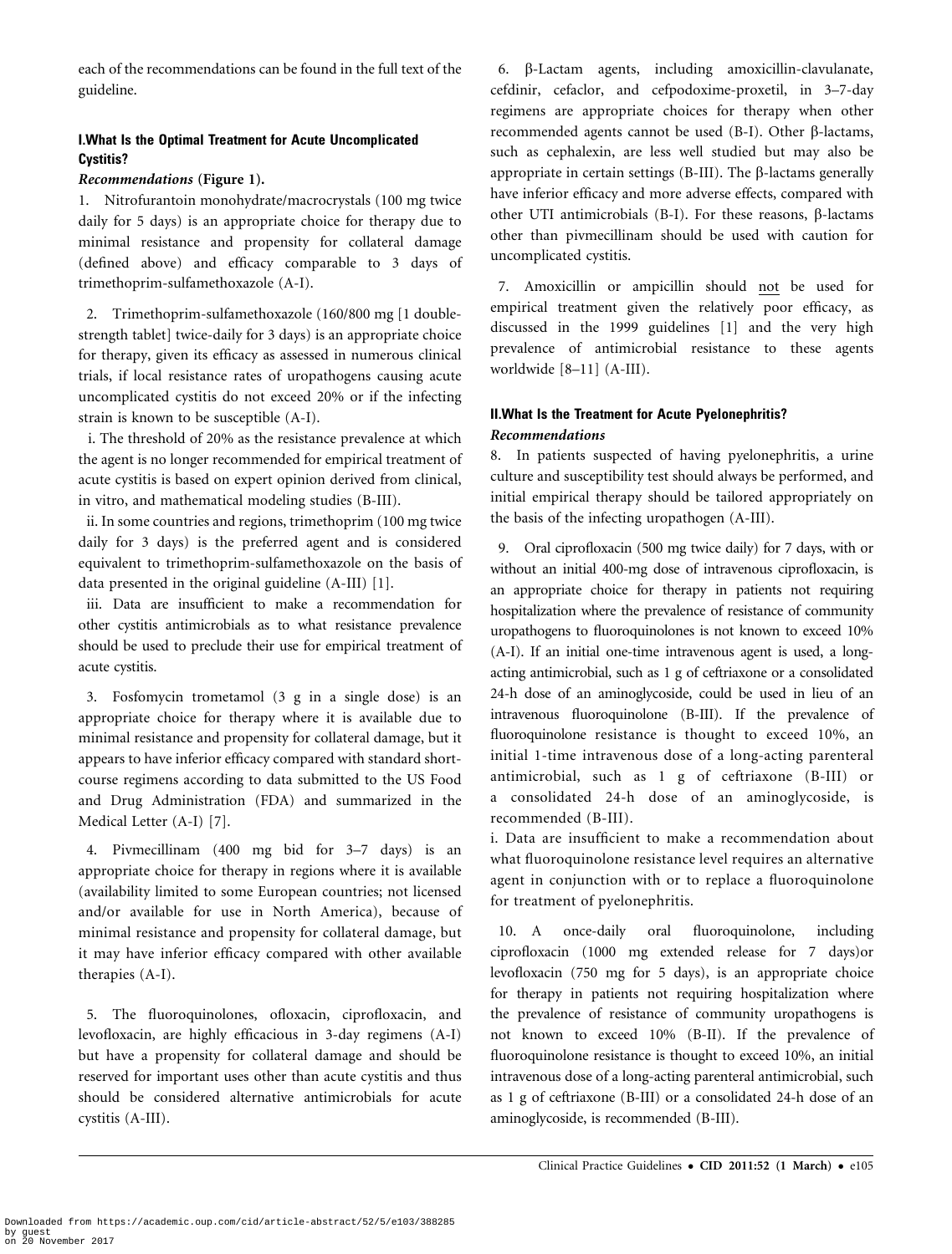each of the recommendations can be found in the full text of the guideline.

## I.What Is the Optimal Treatment for Acute Uncomplicated Cystitis?

*Recommendations* **(Figure 1).**

1. Nitrofurantoin monohydrate/macrocrystals (100 mg twice daily for 5 days) is an appropriate choice for therapy due to minimal resistance and propensity for collateral damage (defined above) and efficacy comparable to 3 days of trimethoprim-sulfamethoxazole (A-I).

2. Trimethoprim-sulfamethoxazole (160/800 mg [1 double-strength tablet] twice-daily for 3 days) is an appropriate choice for therapy, given its efficacy as assessed in numerous clinical trials, if local resistance rates of uropathogens causing acute uncomplicated cystitis do not exceed 20% or if the infecting strain is known to be susceptible (A-I).

i. The threshold of 20% as the resistance prevalence at which the agent is no longer recommended for empirical treatment of acute cystitis is based on expert opinion derived from clinical, in vitro, and mathematical modeling studies (B-III).

ii. In some countries and regions, trimethoprim (100 mg twice daily for 3 days) is the preferred agent and is considered equivalent to trimethoprim-sulfamethoxazole on the basis of data presented in the original guideline (A-III) [1].

iii. Data are insufficient to make a recommendation for other cystitis antimicrobials as to what resistance prevalence should be used to preclude their use for empirical treatment of acute cystitis.

3. Fosfomycin trometamol (3 g in a single dose) is an appropriate choice for therapy where it is available due to minimal resistance and propensity for collateral damage, but it appears to have inferior efficacy compared with standard short-course regimens according to data submitted to the US Food and Drug Administration (FDA) and summarized in the Medical Letter (A-I) [7].

4. Pivmecillinam (400 mg bid for 3–7 days) is an appropriate choice for therapy in regions where it is available (availability limited to some European countries; not licensed and/or available for use in North America), because of minimal resistance and propensity for collateral damage, but it may have inferior efficacy compared with other available therapies (A-I).

5. The fluoroquinolones, ofloxacin, ciprofloxacin, and levofloxacin, are highly efficacious in 3-day regimens (A-I) but have a propensity for collateral damage and should be reserved for important uses other than acute cystitis and thus should be considered alternative antimicrobials for acute cystitis (A-III).

6. β-Lactam agents, including amoxicillin-clavulanate, cefdinir, cefaclor, and cefpodoxime-proxetil, in 3–7-day regimens are appropriate choices for therapy when other recommended agents cannot be used (B-I). Other β-lactams, such as cephalexin, are less well studied but may also be appropriate in certain settings (B-III). The β-lactams generally have inferior efficacy and more adverse effects, compared with other UTI antimicrobials (B-I). For these reasons, β-lactams other than pivmecillinam should be used with caution for uncomplicated cystitis.

7. Amoxicillin or ampicillin should not be used for empirical treatment given the relatively poor efficacy, as discussed in the 1999 guidelines [1] and the very high prevalence of antimicrobial resistance to these agents worldwide [8–11] (A-III).

## II.What Is the Treatment for Acute Pyelonephritis?

*Recommendations*

8. In patients suspected of having pyelonephritis, a urine culture and susceptibility test should always be performed, and initial empirical therapy should be tailored appropriately on the basis of the infecting uropathogen (A-III).

9. Oral ciprofloxacin (500 mg twice daily) for 7 days, with or without an initial 400-mg dose of intravenous ciprofloxacin, is an appropriate choice for therapy in patients not requiring hospitalization where the prevalence of resistance of community uropathogens to fluoroquinolones is not known to exceed 10% (A-I). If an initial one-time intravenous agent is used, a long-acting antimicrobial, such as 1 g of ceftriaxone or a consolidated 24-h dose of an aminoglycoside, could be used in lieu of an intravenous fluoroquinolone (B-III). If the prevalence of fluoroquinolone resistance is thought to exceed 10%, an initial 1-time intravenous dose of a long-acting parenteral antimicrobial, such as 1 g of ceftriaxone (B-III) or a consolidated 24-h dose of an aminoglycoside, is recommended (B-III).

i. Data are insufficient to make a recommendation about what fluoroquinolone resistance level requires an alternative agent in conjunction with or to replace a fluoroquinolone for treatment of pyelonephritis.

10. A once-daily oral fluoroquinolone, including ciprofloxacin (1000 mg extended release for 7 days)or levofloxacin (750 mg for 5 days), is an appropriate choice for therapy in patients not requiring hospitalization where the prevalence of resistance of community uropathogens is not known to exceed 10% (B-II). If the prevalence of fluoroquinolone resistance is thought to exceed 10%, an initial intravenous dose of a long-acting parenteral antimicrobial, such as 1 g of ceftriaxone (B-III) or a consolidated 24-h dose of an aminoglycoside, is recommended (B-III).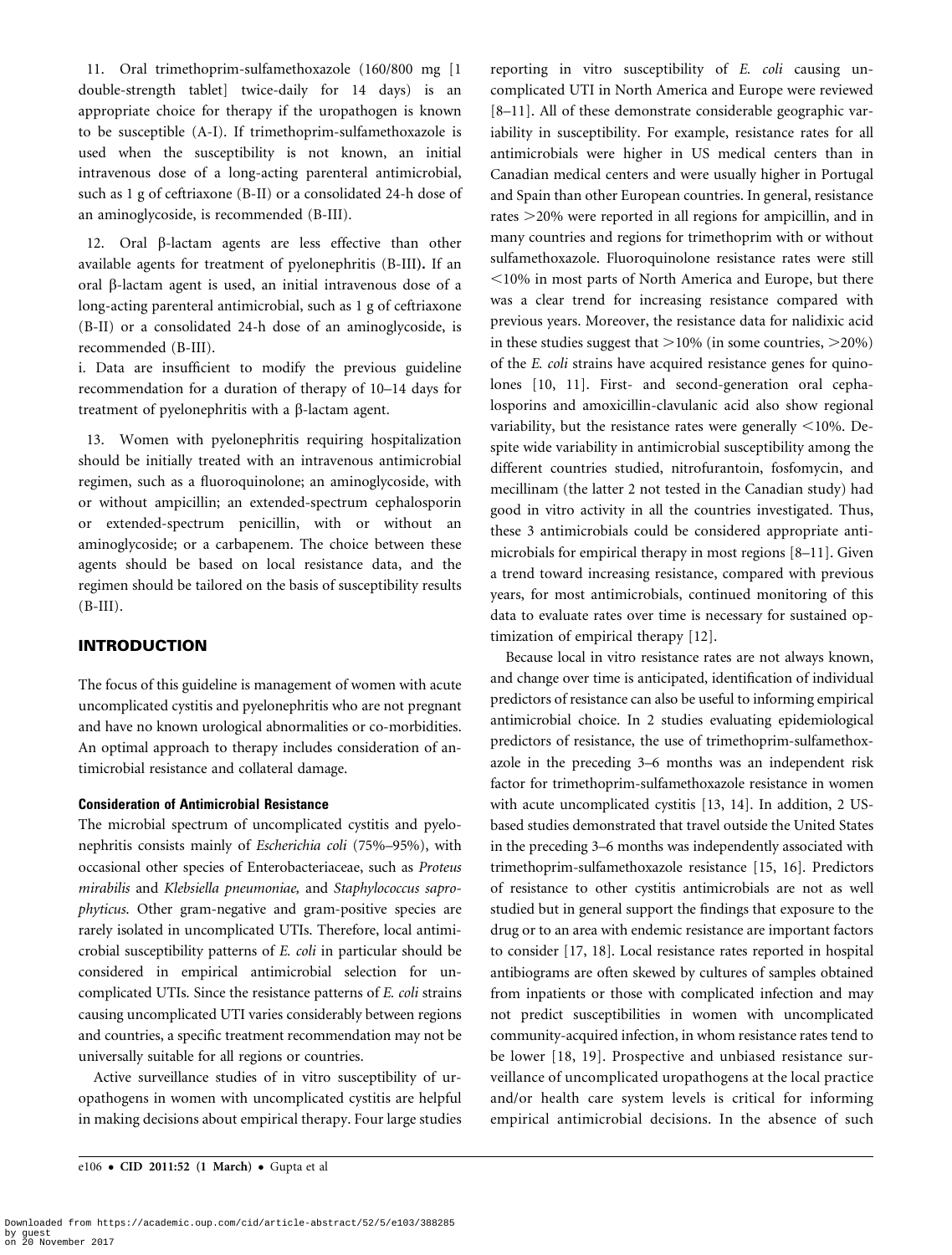11. Oral trimethoprim-sulfamethoxazole (160/800 mg [1 double-strength tablet] twice-daily for 14 days) is an appropriate choice for therapy if the uropathogen is known to be susceptible (A-I). If trimethoprim-sulfamethoxazole is used when the susceptibility is not known, an initial intravenous dose of a long-acting parenteral antimicrobial, such as 1 g of ceftriaxone (B-II) or a consolidated 24-h dose of an aminoglycoside, is recommended (B-III).

12. Oral β-lactam agents are less effective than other available agents for treatment of pyelonephritis (B-III). If an oral β-lactam agent is used, an initial intravenous dose of a long-acting parenteral antimicrobial, such as 1 g of ceftriaxone (B-II) or a consolidated 24-h dose of an aminoglycoside, is recommended (B-III).

i. Data are insufficient to modify the previous guideline recommendation for a duration of therapy of 10–14 days for treatment of pyelonephritis with a β-lactam agent.

13. Women with pyelonephritis requiring hospitalization should be initially treated with an intravenous antimicrobial regimen, such as a fluoroquinolone; an aminoglycoside, with or without ampicillin; an extended-spectrum cephalosporin or extended-spectrum penicillin, with or without an aminoglycoside; or a carbapenem. The choice between these agents should be based on local resistance data, and the regimen should be tailored on the basis of susceptibility results (B-III).

## INTRODUCTION

The focus of this guideline is management of women with acute uncomplicated cystitis and pyelonephritis who are not pregnant and have no known urological abnormalities or co-morbidities. An optimal approach to therapy includes consideration of antimicrobial resistance and collateral damage.

### Consideration of Antimicrobial Resistance

The microbial spectrum of uncomplicated cystitis and pyelonephritis consists mainly of *Escherichia coli* (75%–95%), with occasional other species of Enterobacteriaceae, such as *Proteus mirabilis* and *Klebsiella pneumoniae,* and *Staphylococcus saprophyticus*. Other gram-negative and gram-positive species are rarely isolated in uncomplicated UTIs. Therefore, local antimicrobial susceptibility patterns of *E. coli* in particular should be considered in empirical antimicrobial selection for uncomplicated UTIs. Since the resistance patterns of *E. coli* strains causing uncomplicated UTI varies considerably between regions and countries, a specific treatment recommendation may not be universally suitable for all regions or countries.

Active surveillance studies of in vitro susceptibility of uropathogens in women with uncomplicated cystitis are helpful in making decisions about empirical therapy. Four large studies reporting in vitro susceptibility of *E. coli* causing uncomplicated UTI in North America and Europe were reviewed [8–11]. All of these demonstrate considerable geographic variability in susceptibility. For example, resistance rates for all antimicrobials were higher in US medical centers than in Canadian medical centers and were usually higher in Portugal and Spain than other European countries. In general, resistance rates >20% were reported in all regions for ampicillin, and in many countries and regions for trimethoprim with or without sulfamethoxazole. Fluoroquinolone resistance rates were still <10% in most parts of North America and Europe, but there was a clear trend for increasing resistance compared with previous years. Moreover, the resistance data for nalidixic acid in these studies suggest that >10% (in some countries, >20%) of the *E. coli* strains have acquired resistance genes for quinolones [10, 11]. First- and second-generation oral cephalosporins and amoxicillin-clavulanic acid also show regional variability, but the resistance rates were generally <10%. Despite wide variability in antimicrobial susceptibility among the different countries studied, nitrofurantoin, fosfomycin, and mecillinam (the latter 2 not tested in the Canadian study) had good in vitro activity in all the countries investigated. Thus, these 3 antimicrobials could be considered appropriate antimicrobials for empirical therapy in most regions [8–11]. Given a trend toward increasing resistance, compared with previous years, for most antimicrobials, continued monitoring of this data to evaluate rates over time is necessary for sustained optimization of empirical therapy [12].

Because local in vitro resistance rates are not always known, and change over time is anticipated, identification of individual predictors of resistance can also be useful to informing empirical antimicrobial choice. In 2 studies evaluating epidemiological predictors of resistance, the use of trimethoprim-sulfamethoxazole in the preceding 3–6 months was an independent risk factor for trimethoprim-sulfamethoxazole resistance in women with acute uncomplicated cystitis [13, 14]. In addition, 2 US-based studies demonstrated that travel outside the United States in the preceding 3–6 months was independently associated with trimethoprim-sulfamethoxazole resistance [15, 16]. Predictors of resistance to other cystitis antimicrobials are not as well studied but in general support the findings that exposure to the drug or to an area with endemic resistance are important factors to consider [17, 18]. Local resistance rates reported in hospital antibiograms are often skewed by cultures of samples obtained from inpatients or those with complicated infection and may not predict susceptibilities in women with uncomplicated community-acquired infection, in whom resistance rates tend to be lower [18, 19]. Prospective and unbiased resistance surveillance of uncomplicated uropathogens at the local practice and/or health care system levels is critical for informing empirical antimicrobial decisions. In the absence of such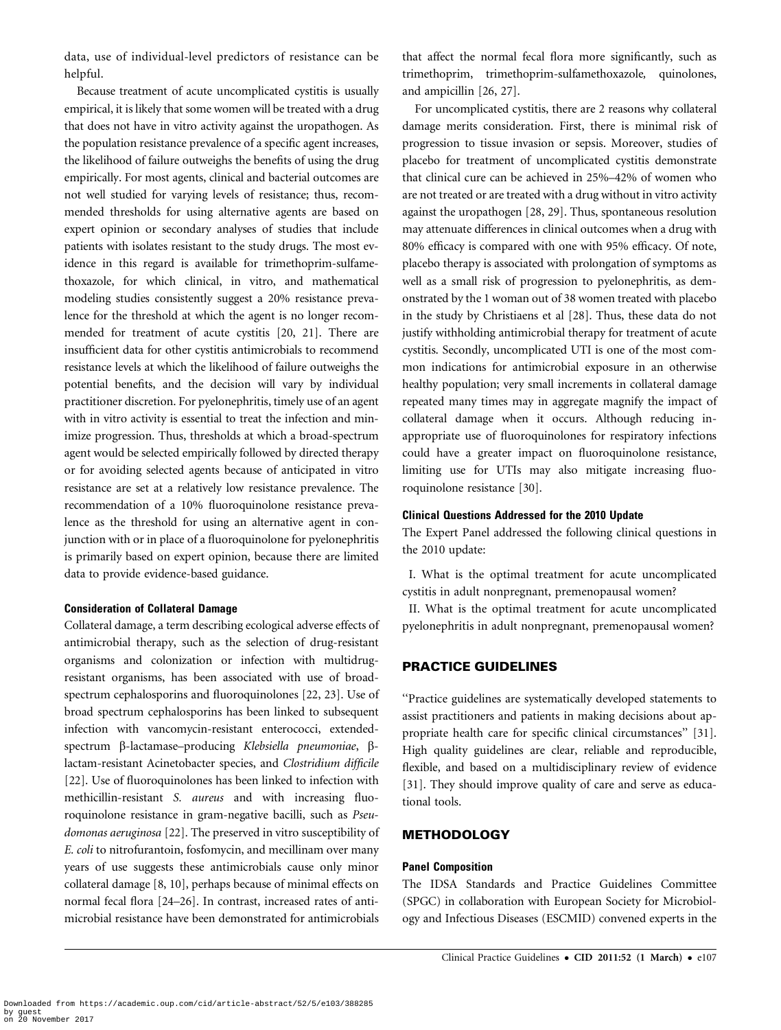data, use of individual-level predictors of resistance can be helpful.

Because treatment of acute uncomplicated cystitis is usually empirical, it is likely that some women will be treated with a drug that does not have in vitro activity against the uropathogen. As the population resistance prevalence of a specific agent increases, the likelihood of failure outweighs the benefits of using the drug empirically. For most agents, clinical and bacterial outcomes are not well studied for varying levels of resistance; thus, recommended thresholds for using alternative agents are based on expert opinion or secondary analyses of studies that include patients with isolates resistant to the study drugs. The most evidence in this regard is available for trimethoprim-sulfamethoxazole, for which clinical, in vitro, and mathematical modeling studies consistently suggest a 20% resistance prevalence for the threshold at which the agent is no longer recommended for treatment of acute cystitis [20, 21]. There are insufficient data for other cystitis antimicrobials to recommend resistance levels at which the likelihood of failure outweighs the potential benefits, and the decision will vary by individual practitioner discretion. For pyelonephritis, timely use of an agent with in vitro activity is essential to treat the infection and minimize progression. Thus, thresholds at which a broad-spectrum agent would be selected empirically followed by directed therapy or for avoiding selected agents because of anticipated in vitro resistance are set at a relatively low resistance prevalence. The recommendation of a 10% fluoroquinolone resistance prevalence as the threshold for using an alternative agent in conjunction with or in place of a fluoroquinolone for pyelonephritis is primarily based on expert opinion, because there are limited data to provide evidence-based guidance.

### Consideration of Collateral Damage

Collateral damage, a term describing ecological adverse effects of antimicrobial therapy, such as the selection of drug-resistant organisms and colonization or infection with multidrug-resistant organisms, has been associated with use of broad-spectrum cephalosporins and fluoroquinolones [22, 23]. Use of broad spectrum cephalosporins has been linked to subsequent infection with vancomycin-resistant enterococci, extended-spectrum β-lactamase–producing *Klebsiella pneumoniae*, β-lactam-resistant Acinetobacter species, and *Clostridium difficile* [22]. Use of fluoroquinolones has been linked to infection with methicillin-resistant *S. aureus* and with increasing fluoroquinolone resistance in gram-negative bacilli, such as *Pseudomonas aeruginosa* [22]. The preserved in vitro susceptibility of *E. coli* to nitrofurantoin, fosfomycin, and mecillinam over many years of use suggests these antimicrobials cause only minor collateral damage [8, 10], perhaps because of minimal effects on normal fecal flora [24–26]. In contrast, increased rates of antimicrobial resistance have been demonstrated for antimicrobials that affect the normal fecal flora more significantly, such as trimethoprim, trimethoprim-sulfamethoxazole, quinolones, and ampicillin [26, 27].

For uncomplicated cystitis, there are 2 reasons why collateral damage merits consideration. First, there is minimal risk of progression to tissue invasion or sepsis. Moreover, studies of placebo for treatment of uncomplicated cystitis demonstrate that clinical cure can be achieved in 25%–42% of women who are not treated or are treated with a drug without in vitro activity against the uropathogen [28, 29]. Thus, spontaneous resolution may attenuate differences in clinical outcomes when a drug with 80% efficacy is compared with one with 95% efficacy. Of note, placebo therapy is associated with prolongation of symptoms as well as a small risk of progression to pyelonephritis, as demonstrated by the 1 woman out of 38 women treated with placebo in the study by Christiaens et al [28]. Thus, these data do not justify withholding antimicrobial therapy for treatment of acute cystitis. Secondly, uncomplicated UTI is one of the most common indications for antimicrobial exposure in an otherwise healthy population; very small increments in collateral damage repeated many times may in aggregate magnify the impact of collateral damage when it occurs. Although reducing inappropriate use of fluoroquinolones for respiratory infections could have a greater impact on fluoroquinolone resistance, limiting use for UTIs may also mitigate increasing fluoroquinolone resistance [30].

### Clinical Questions Addressed for the 2010 Update

The Expert Panel addressed the following clinical questions in the 2010 update:

I. What is the optimal treatment for acute uncomplicated cystitis in adult nonpregnant, premenopausal women?

II. What is the optimal treatment for acute uncomplicated pyelonephritis in adult nonpregnant, premenopausal women?

## PRACTICE GUIDELINES

"Practice guidelines are systematically developed statements to assist practitioners and patients in making decisions about appropriate health care for specific clinical circumstances" [31]. High quality guidelines are clear, reliable and reproducible, flexible, and based on a multidisciplinary review of evidence [31]. They should improve quality of care and serve as educational tools.

## METHODOLOGY

### Panel Composition

The IDSA Standards and Practice Guidelines Committee (SPGC) in collaboration with European Society for Microbiology and Infectious Diseases (ESCMID) convened experts in the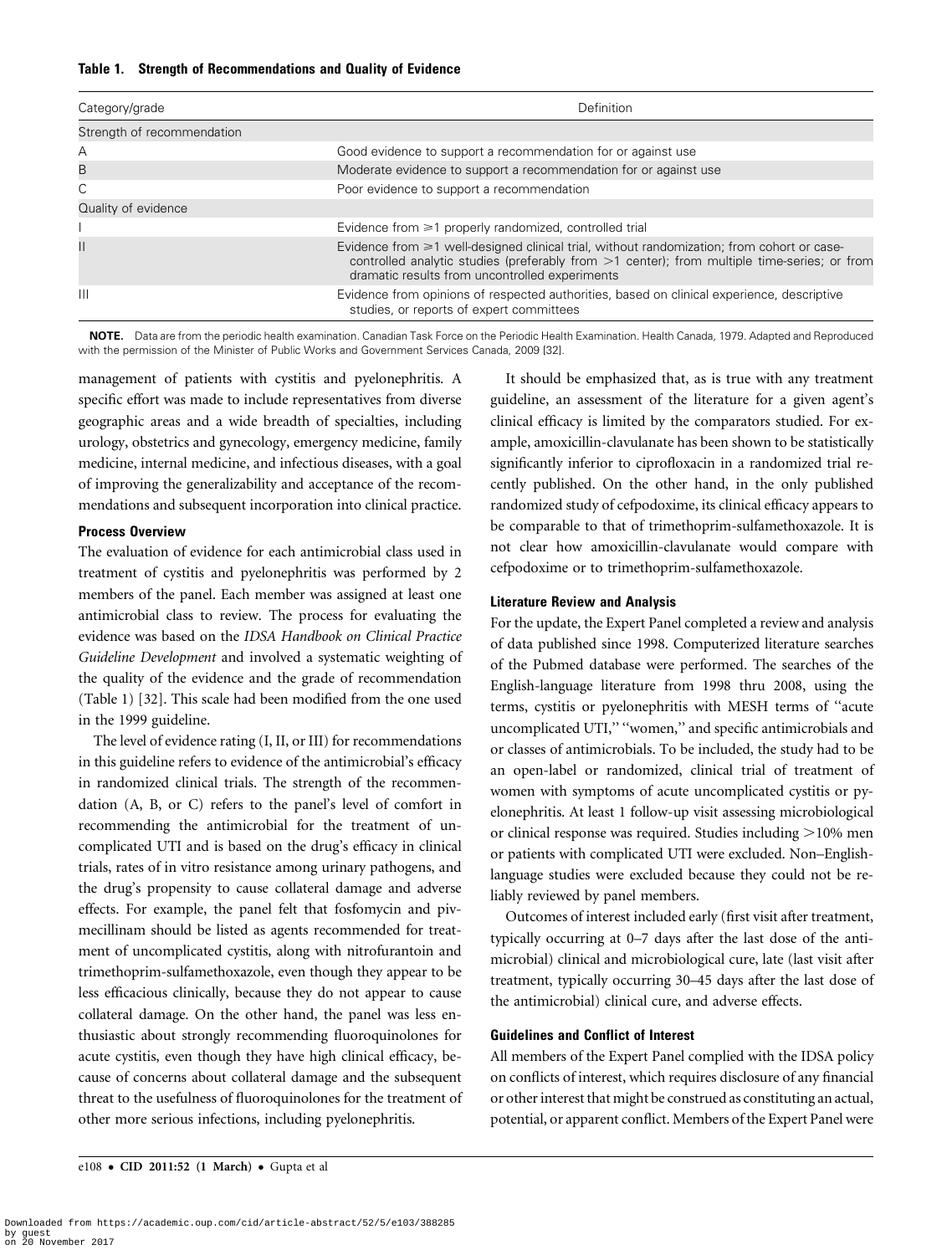**Table 1. Strength of Recommendations and Quality of Evidence**

| Category/grade | Definition |
| --- | --- |
| Strength of recommendation | |
| A | Good evidence to support a recommendation for or against use |
| B | Moderate evidence to support a recommendation for or against use |
| C | Poor evidence to support a recommendation |
| Quality of evidence | |
| I | Evidence from ⩾1 properly randomized, controlled trial |
| II | Evidence from ⩾1 well-designed clinical trial, without randomization; from cohort or case-controlled analytic studies (preferably from >1 center); from multiple time-series; or from dramatic results from uncontrolled experiments |
| III | Evidence from opinions of respected authorities, based on clinical experience, descriptive studies, or reports of expert committees |

**NOTE.** Data are from the periodic health examination. Canadian Task Force on the Periodic Health Examination. Health Canada, 1979. Adapted and Reproduced with the permission of the Minister of Public Works and Government Services Canada, 2009 [32].

management of patients with cystitis and pyelonephritis. A specific effort was made to include representatives from diverse geographic areas and a wide breadth of specialties, including urology, obstetrics and gynecology, emergency medicine, family medicine, internal medicine, and infectious diseases, with a goal of improving the generalizability and acceptance of the recommendations and subsequent incorporation into clinical practice.

### Process Overview

The evaluation of evidence for each antimicrobial class used in treatment of cystitis and pyelonephritis was performed by 2 members of the panel. Each member was assigned at least one antimicrobial class to review. The process for evaluating the evidence was based on the *IDSA Handbook on Clinical Practice Guideline Development* and involved a systematic weighting of the quality of the evidence and the grade of recommendation (Table 1) [32]. This scale had been modified from the one used in the 1999 guideline.

The level of evidence rating (I, II, or III) for recommendations in this guideline refers to evidence of the antimicrobial's efficacy in randomized clinical trials. The strength of the recommendation (A, B, or C) refers to the panel's level of comfort in recommending the antimicrobial for the treatment of uncomplicated UTI and is based on the drug's efficacy in clinical trials, rates of in vitro resistance among urinary pathogens, and the drug's propensity to cause collateral damage and adverse effects. For example, the panel felt that fosfomycin and pivmecillinam should be listed as agents recommended for treatment of uncomplicated cystitis, along with nitrofurantoin and trimethoprim-sulfamethoxazole, even though they appear to be less efficacious clinically, because they do not appear to cause collateral damage. On the other hand, the panel was less enthusiastic about strongly recommending fluoroquinolones for acute cystitis, even though they have high clinical efficacy, because of concerns about collateral damage and the subsequent threat to the usefulness of fluoroquinolones for the treatment of other more serious infections, including pyelonephritis.

It should be emphasized that, as is true with any treatment guideline, an assessment of the literature for a given agent's clinical efficacy is limited by the comparators studied. For example, amoxicillin-clavulanate has been shown to be statistically significantly inferior to ciprofloxacin in a randomized trial recently published. On the other hand, in the only published randomized study of cefpodoxime, its clinical efficacy appears to be comparable to that of trimethoprim-sulfamethoxazole. It is not clear how amoxicillin-clavulanate would compare with cefpodoxime or to trimethoprim-sulfamethoxazole.

### Literature Review and Analysis

For the update, the Expert Panel completed a review and analysis of data published since 1998. Computerized literature searches of the Pubmed database were performed. The searches of the English-language literature from 1998 thru 2008, using the terms, cystitis or pyelonephritis with MESH terms of "acute uncomplicated UTI," "women," and specific antimicrobials and or classes of antimicrobials. To be included, the study had to be an open-label or randomized, clinical trial of treatment of women with symptoms of acute uncomplicated cystitis or pyelonephritis. At least 1 follow-up visit assessing microbiological or clinical response was required. Studies including >10% men or patients with complicated UTI were excluded. Non–English-language studies were excluded because they could not be reliably reviewed by panel members.

Outcomes of interest included early (first visit after treatment, typically occurring at 0–7 days after the last dose of the antimicrobial) clinical and microbiological cure, late (last visit after treatment, typically occurring 30–45 days after the last dose of the antimicrobial) clinical cure, and adverse effects.

### Guidelines and Conflict of Interest

All members of the Expert Panel complied with the IDSA policy on conflicts of interest, which requires disclosure of any financial or other interest that might be construed as constituting an actual, potential, or apparent conflict. Members of the Expert Panel were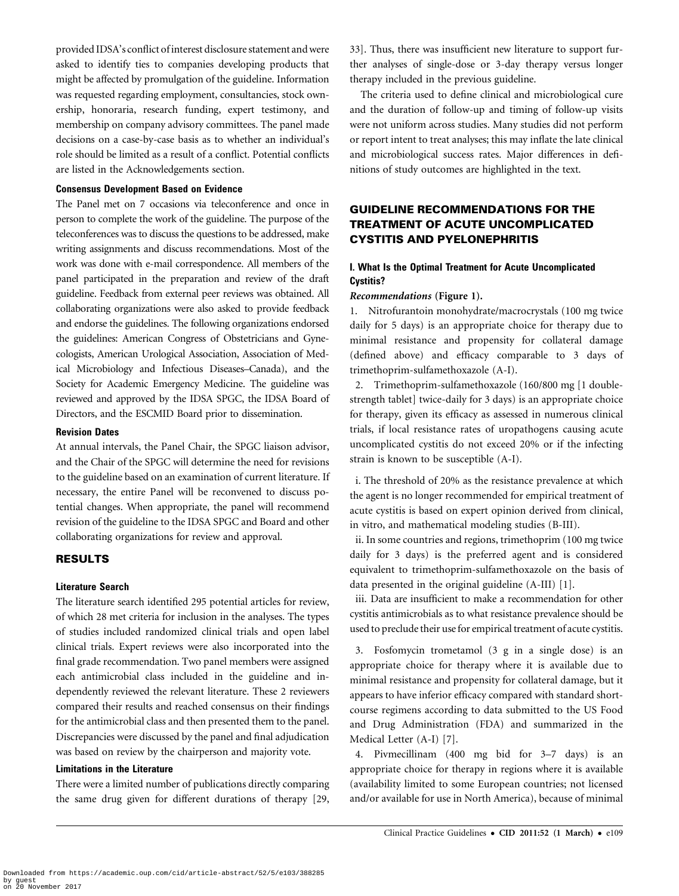provided IDSA's conflict of interest disclosure statement and were asked to identify ties to companies developing products that might be affected by promulgation of the guideline. Information was requested regarding employment, consultancies, stock ownership, honoraria, research funding, expert testimony, and membership on company advisory committees. The panel made decisions on a case-by-case basis as to whether an individual's role should be limited as a result of a conflict. Potential conflicts are listed in the Acknowledgements section.

### Consensus Development Based on Evidence

The Panel met on 7 occasions via teleconference and once in person to complete the work of the guideline. The purpose of the teleconferences was to discuss the questions to be addressed, make writing assignments and discuss recommendations. Most of the work was done with e-mail correspondence. All members of the panel participated in the preparation and review of the draft guideline. Feedback from external peer reviews was obtained. All collaborating organizations were also asked to provide feedback and endorse the guidelines. The following organizations endorsed the guidelines: American Congress of Obstetricians and Gynecologists, American Urological Association, Association of Medical Microbiology and Infectious Diseases–Canada), and the Society for Academic Emergency Medicine. The guideline was reviewed and approved by the IDSA SPGC, the IDSA Board of Directors, and the ESCMID Board prior to dissemination.

### Revision Dates

At annual intervals, the Panel Chair, the SPGC liaison advisor, and the Chair of the SPGC will determine the need for revisions to the guideline based on an examination of current literature. If necessary, the entire Panel will be reconvened to discuss potential changes. When appropriate, the panel will recommend revision of the guideline to the IDSA SPGC and Board and other collaborating organizations for review and approval.

## RESULTS

### Literature Search

The literature search identified 295 potential articles for review, of which 28 met criteria for inclusion in the analyses. The types of studies included randomized clinical trials and open label clinical trials. Expert reviews were also incorporated into the final grade recommendation. Two panel members were assigned each antimicrobial class included in the guideline and independently reviewed the relevant literature. These 2 reviewers compared their results and reached consensus on their findings for the antimicrobial class and then presented them to the panel. Discrepancies were discussed by the panel and final adjudication was based on review by the chairperson and majority vote.

### Limitations in the Literature

There were a limited number of publications directly comparing the same drug given for different durations of therapy [29, 33]. Thus, there was insufficient new literature to support further analyses of single-dose or 3-day therapy versus longer therapy included in the previous guideline.

The criteria used to define clinical and microbiological cure and the duration of follow-up and timing of follow-up visits were not uniform across studies. Many studies did not perform or report intent to treat analyses; this may inflate the late clinical and microbiological success rates. Major differences in definitions of study outcomes are highlighted in the text.

## GUIDELINE RECOMMENDATIONS FOR THE TREATMENT OF ACUTE UNCOMPLICATED CYSTITIS AND PYELONEPHRITIS

### I. What Is the Optimal Treatment for Acute Uncomplicated Cystitis?

*Recommendations* **(Figure 1).**

1. Nitrofurantoin monohydrate/macrocrystals (100 mg twice daily for 5 days) is an appropriate choice for therapy due to minimal resistance and propensity for collateral damage (defined above) and efficacy comparable to 3 days of trimethoprim-sulfamethoxazole (A-I).

2. Trimethoprim-sulfamethoxazole (160/800 mg [1 double-strength tablet] twice-daily for 3 days) is an appropriate choice for therapy, given its efficacy as assessed in numerous clinical trials, if local resistance rates of uropathogens causing acute uncomplicated cystitis do not exceed 20% or if the infecting strain is known to be susceptible (A-I).

i. The threshold of 20% as the resistance prevalence at which the agent is no longer recommended for empirical treatment of acute cystitis is based on expert opinion derived from clinical, in vitro, and mathematical modeling studies (B-III).

ii. In some countries and regions, trimethoprim (100 mg twice daily for 3 days) is the preferred agent and is considered equivalent to trimethoprim-sulfamethoxazole on the basis of data presented in the original guideline (A-III) [1].

iii. Data are insufficient to make a recommendation for other cystitis antimicrobials as to what resistance prevalence should be used to preclude their use for empirical treatment of acute cystitis.

3. Fosfomycin trometamol (3 g in a single dose) is an appropriate choice for therapy where it is available due to minimal resistance and propensity for collateral damage, but it appears to have inferior efficacy compared with standard short-course regimens according to data submitted to the US Food and Drug Administration (FDA) and summarized in the Medical Letter (A-I) [7].

4. Pivmecillinam (400 mg bid for 3–7 days) is an appropriate choice for therapy in regions where it is available (availability limited to some European countries; not licensed and/or available for use in North America), because of minimal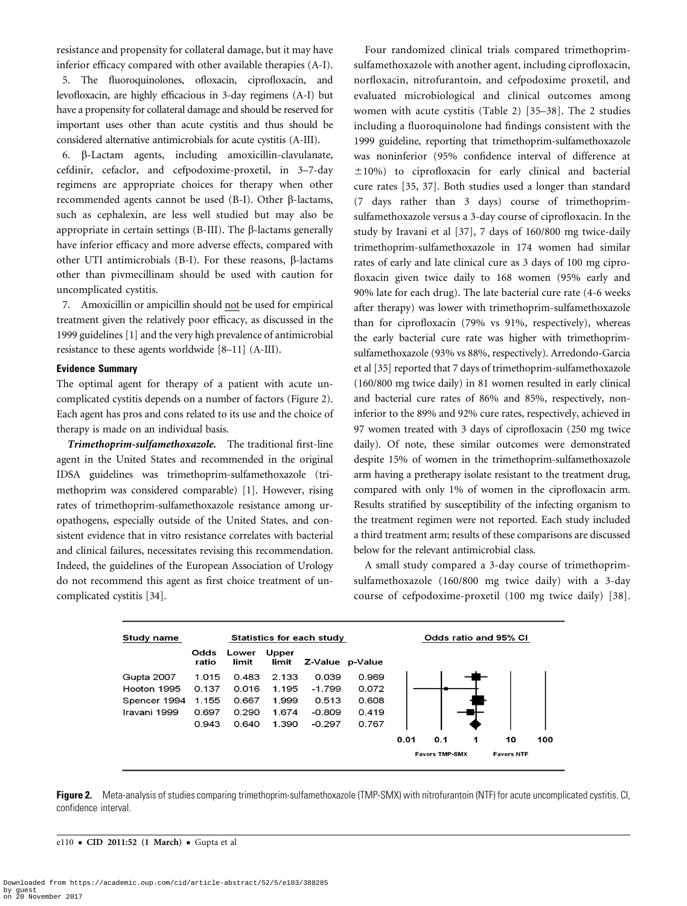resistance and propensity for collateral damage, but it may have inferior efficacy compared with other available therapies (A-I).

5. The fluoroquinolones, ofloxacin, ciprofloxacin, and levofloxacin, are highly efficacious in 3-day regimens (A-I) but have a propensity for collateral damage and should be reserved for important uses other than acute cystitis and thus should be considered alternative antimicrobials for acute cystitis (A-III).

6. β-Lactam agents, including amoxicillin-clavulanate, cefdinir, cefaclor, and cefpodoxime-proxetil, in 3–7-day regimens are appropriate choices for therapy when other recommended agents cannot be used (B-I). Other β-lactams, such as cephalexin, are less well studied but may also be appropriate in certain settings (B-III). The β-lactams generally have inferior efficacy and more adverse effects, compared with other UTI antimicrobials (B-I). For these reasons, β-lactams other than pivmecillinam should be used with caution for uncomplicated cystitis.

7. Amoxicillin or ampicillin should not be used for empirical treatment given the relatively poor efficacy, as discussed in the 1999 guidelines [1] and the very high prevalence of antimicrobial resistance to these agents worldwide [8–11] (A-III).

### Evidence Summary

The optimal agent for therapy of a patient with acute uncomplicated cystitis depends on a number of factors (Figure 2). Each agent has pros and cons related to its use and the choice of therapy is made on an individual basis.

***Trimethoprim-sulfamethoxazole.*** The traditional first-line agent in the United States and recommended in the original IDSA guidelines was trimethoprim-sulfamethoxazole (trimethoprim was considered comparable) [1]. However, rising rates of trimethoprim-sulfamethoxazole resistance among uropathogens, especially outside of the United States, and consistent evidence that in vitro resistance correlates with bacterial and clinical failures, necessitates revising this recommendation. Indeed, the guidelines of the European Association of Urology do not recommend this agent as first choice treatment of uncomplicated cystitis [34].

Four randomized clinical trials compared trimethoprim-sulfamethoxazole with another agent, including ciprofloxacin, norfloxacin, nitrofurantoin, and cefpodoxime proxetil, and evaluated microbiological and clinical outcomes among women with acute cystitis (Table 2) [35–38]. The 2 studies including a fluoroquinolone had findings consistent with the 1999 guideline, reporting that trimethoprim-sulfamethoxazole was noninferior (95% confidence interval of difference at ±10%) to ciprofloxacin for early clinical and bacterial cure rates [35, 37]. Both studies used a longer than standard (7 days rather than 3 days) course of trimethoprim-sulfamethoxazole versus a 3-day course of ciprofloxacin. In the study by Iravani et al [37], 7 days of 160/800 mg twice-daily trimethoprim-sulfamethoxazole in 174 women had similar rates of early and late clinical cure as 3 days of 100 mg ciprofloxacin given twice daily to 168 women (95% early and 90% late for each drug). The late bacterial cure rate (4-6 weeks after therapy) was lower with trimethoprim-sulfamethoxazole than for ciprofloxacin (79% vs 91%, respectively), whereas the early bacterial cure rate was higher with trimethoprim-sulfamethoxazole (93% vs 88%, respectively). Arredondo-Garcia et al [35] reported that 7 days of trimethoprim-sulfamethoxazole (160/800 mg twice daily) in 81 women resulted in early clinical and bacterial cure rates of 86% and 85%, respectively, noninferior to the 89% and 92% cure rates, respectively, achieved in 97 women treated with 3 days of ciprofloxacin (250 mg twice daily). Of note, these similar outcomes were demonstrated despite 15% of women in the trimethoprim-sulfamethoxazole arm having a pretherapy isolate resistant to the treatment drug, compared with only 1% of women in the ciprofloxacin arm. Results stratified by susceptibility of the infecting organism to the treatment regimen were not reported. Each study included a third treatment arm; results of these comparisons are discussed below for the relevant antimicrobial class.

A small study compared a 3-day course of trimethoprim-sulfamethoxazole (160/800 mg twice daily) with a 3-day course of cefpodoxime-proxetil (100 mg twice daily) [38].

| Study name | Odds ratio | Lower limit | Upper limit | Z-Value | p-Value |
|---|---|---|---|---|---|
| Gupta 2007 | 1.015 | 0.483 | 2.133 | 0.039 | 0.969 |
| Hooton 1995 | 0.137 | 0.016 | 1.195 | -1.799 | 0.072 |
| Spencer 1994 | 1.155 | 0.667 | 1.999 | 0.513 | 0.608 |
| Iravani 1999 | 0.697 | 0.290 | 1.674 | -0.809 | 0.419 |
| | 0.943 | 0.640 | 1.390 | -0.297 | 0.767 |

**Figure 2.** Meta-analysis of studies comparing trimethoprim-sulfamethoxazole (TMP-SMX) with nitrofurantoin (NTF) for acute uncomplicated cystitis. CI, confidence interval.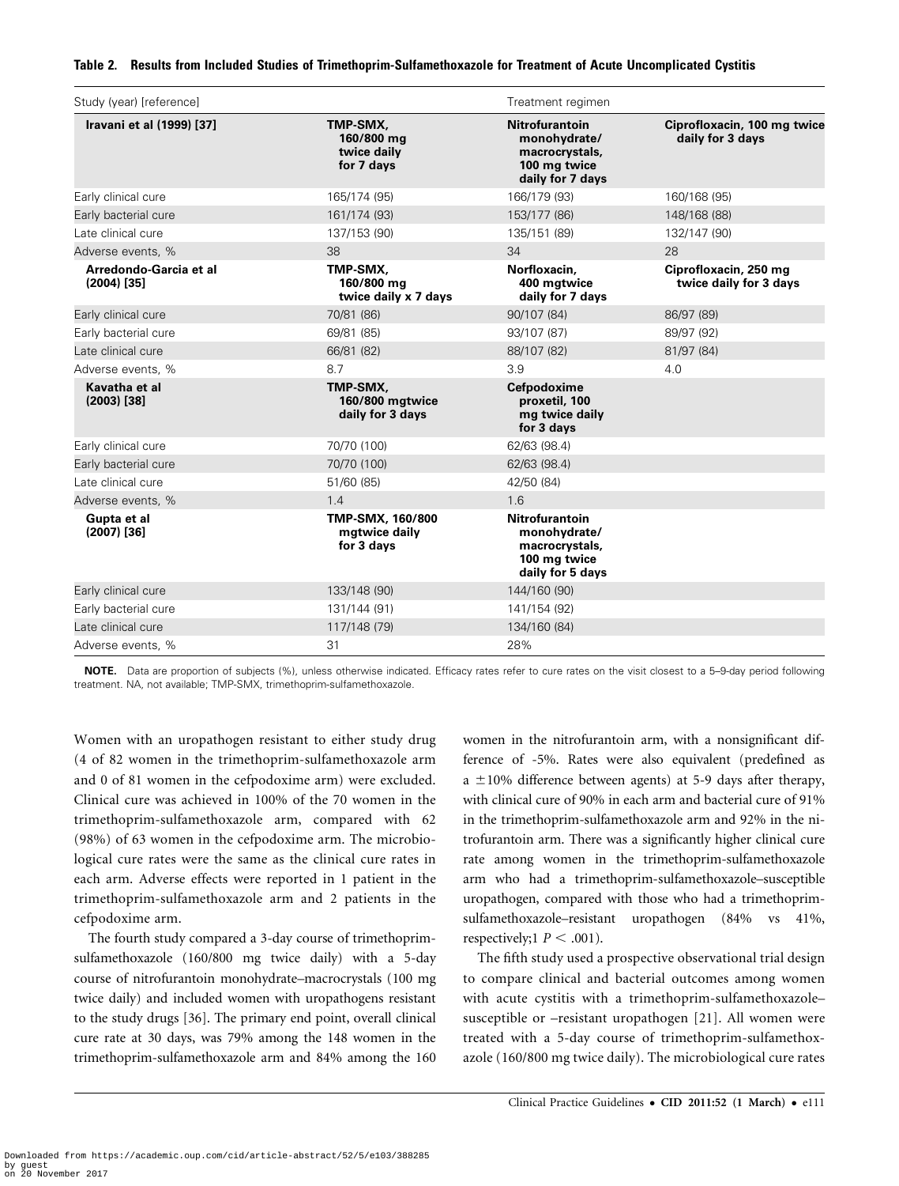**Table 2. Results from Included Studies of Trimethoprim-Sulfamethoxazole for Treatment of Acute Uncomplicated Cystitis**

| Study (year) [reference] | Treatment regimen | | |
|---|---|---|---|
| **Iravani et al (1999) [37]** | **TMP-SMX, 160/800 mg twice daily for 7 days** | **Nitrofurantoin monohydrate/ macrocrystals, 100 mg twice daily for 7 days** | **Ciprofloxacin, 100 mg twice daily for 3 days** |
| Early clinical cure | 165/174 (95) | 166/179 (93) | 160/168 (95) |
| Early bacterial cure | 161/174 (93) | 153/177 (86) | 148/168 (88) |
| Late clinical cure | 137/153 (90) | 135/151 (89) | 132/147 (90) |
| Adverse events, % | 38 | 34 | 28 |
| **Arredondo-Garcia et al (2004) [35]** | **TMP-SMX, 160/800 mg twice daily x 7 days** | **Norfloxacin, 400 mgtwice daily for 7 days** | **Ciprofloxacin, 250 mg twice daily for 3 days** |
| Early clinical cure | 70/81 (86) | 90/107 (84) | 86/97 (89) |
| Early bacterial cure | 69/81 (85) | 93/107 (87) | 89/97 (92) |
| Late clinical cure | 66/81 (82) | 88/107 (82) | 81/97 (84) |
| Adverse events, % | 8.7 | 3.9 | 4.0 |
| **Kavatha et al (2003) [38]** | **TMP-SMX, 160/800 mgtwice daily for 3 days** | **Cefpodoxime proxetil, 100 mg twice daily for 3 days** | |
| Early clinical cure | 70/70 (100) | 62/63 (98.4) | |
| Early bacterial cure | 70/70 (100) | 62/63 (98.4) | |
| Late clinical cure | 51/60 (85) | 42/50 (84) | |
| Adverse events, % | 1.4 | 1.6 | |
| **Gupta et al (2007) [36]** | **TMP-SMX, 160/800 mgtwice daily for 3 days** | **Nitrofurantoin monohydrate/ macrocrystals, 100 mg twice daily for 5 days** | |
| Early clinical cure | 133/148 (90) | 144/160 (90) | |
| Early bacterial cure | 131/144 (91) | 141/154 (92) | |
| Late clinical cure | 117/148 (79) | 134/160 (84) | |
| Adverse events, % | 31 | 28% | |

**NOTE.** Data are proportion of subjects (%), unless otherwise indicated. Efficacy rates refer to cure rates on the visit closest to a 5–9-day period following treatment. NA, not available; TMP-SMX, trimethoprim-sulfamethoxazole.

Women with an uropathogen resistant to either study drug (4 of 82 women in the trimethoprim-sulfamethoxazole arm and 0 of 81 women in the cefpodoxime arm) were excluded. Clinical cure was achieved in 100% of the 70 women in the trimethoprim-sulfamethoxazole arm, compared with 62 (98%) of 63 women in the cefpodoxime arm. The microbiological cure rates were the same as the clinical cure rates in each arm. Adverse effects were reported in 1 patient in the trimethoprim-sulfamethoxazole arm and 2 patients in the cefpodoxime arm.

The fourth study compared a 3-day course of trimethoprim-sulfamethoxazole (160/800 mg twice daily) with a 5-day course of nitrofurantoin monohydrate–macrocrystals (100 mg twice daily) and included women with uropathogens resistant to the study drugs [36]. The primary end point, overall clinical cure rate at 30 days, was 79% among the 148 women in the trimethoprim-sulfamethoxazole arm and 84% among the 160 women in the nitrofurantoin arm, with a nonsignificant difference of -5%. Rates were also equivalent (predefined as a ±10% difference between agents) at 5-9 days after therapy, with clinical cure of 90% in each arm and bacterial cure of 91% in the trimethoprim-sulfamethoxazole arm and 92% in the nitrofurantoin arm. There was a significantly higher clinical cure rate among women in the trimethoprim-sulfamethoxazole arm who had a trimethoprim-sulfamethoxazole–susceptible uropathogen, compared with those who had a trimethoprim-sulfamethoxazole–resistant uropathogen (84% vs 41%, respectively;1 $P < .001$).

The fifth study used a prospective observational trial design to compare clinical and bacterial outcomes among women with acute cystitis with a trimethoprim-sulfamethoxazole–susceptible or –resistant uropathogen [21]. All women were treated with a 5-day course of trimethoprim-sulfamethoxazole (160/800 mg twice daily). The microbiological cure rates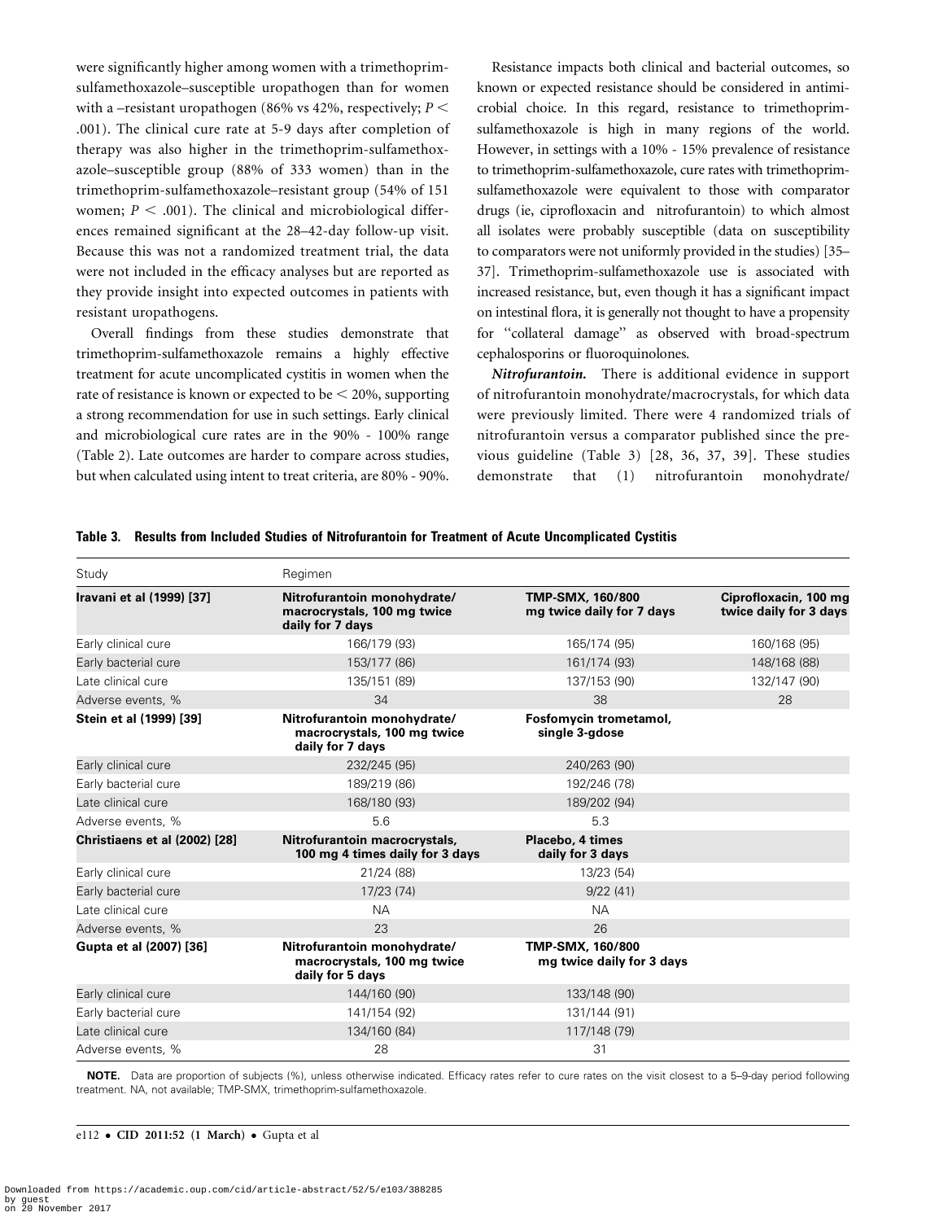were significantly higher among women with a trimethoprim-sulfamethoxazole–susceptible uropathogen than for women with a –resistant uropathogen (86% vs 42%, respectively; $P < .001$). The clinical cure rate at 5-9 days after completion of therapy was also higher in the trimethoprim-sulfamethoxazole–susceptible group (88% of 333 women) than in the trimethoprim-sulfamethoxazole–resistant group (54% of 151 women; $P < .001$). The clinical and microbiological differences remained significant at the 28–42-day follow-up visit. Because this was not a randomized treatment trial, the data were not included in the efficacy analyses but are reported as they provide insight into expected outcomes in patients with resistant uropathogens.

Overall findings from these studies demonstrate that trimethoprim-sulfamethoxazole remains a highly effective treatment for acute uncomplicated cystitis in women when the rate of resistance is known or expected to be < 20%, supporting a strong recommendation for use in such settings. Early clinical and microbiological cure rates are in the 90% - 100% range (Table 2). Late outcomes are harder to compare across studies, but when calculated using intent to treat criteria, are 80% - 90%.

Resistance impacts both clinical and bacterial outcomes, so known or expected resistance should be considered in antimicrobial choice. In this regard, resistance to trimethoprim-sulfamethoxazole is high in many regions of the world. However, in settings with a 10% - 15% prevalence of resistance to trimethoprim-sulfamethoxazole, cure rates with trimethoprim-sulfamethoxazole were equivalent to those with comparator drugs (ie, ciprofloxacin and nitrofurantoin) to which almost all isolates were probably susceptible (data on susceptibility to comparators were not uniformly provided in the studies) [35–37]. Trimethoprim-sulfamethoxazole use is associated with increased resistance, but, even though it has a significant impact on intestinal flora, it is generally not thought to have a propensity for ''collateral damage'' as observed with broad-spectrum cephalosporins or fluoroquinolones.

***Nitrofurantoin.*** There is additional evidence in support of nitrofurantoin monohydrate/macrocrystals, for which data were previously limited. There were 4 randomized trials of nitrofurantoin versus a comparator published since the previous guideline (Table 3) [28, 36, 37, 39]. These studies demonstrate that (1) nitrofurantoin monohydrate/

**Table 3. Results from Included Studies of Nitrofurantoin for Treatment of Acute Uncomplicated Cystitis**

| Study | Regimen | | |
|---|---|---|---|
| **Iravani et al (1999) [37]** | **Nitrofurantoin monohydrate/ macrocrystals, 100 mg twice daily for 7 days** | **TMP-SMX, 160/800 mg twice daily for 7 days** | **Ciprofloxacin, 100 mg twice daily for 3 days** |
| Early clinical cure | 166/179 (93) | 165/174 (95) | 160/168 (95) |
| Early bacterial cure | 153/177 (86) | 161/174 (93) | 148/168 (88) |
| Late clinical cure | 135/151 (89) | 137/153 (90) | 132/147 (90) |
| Adverse events, % | 34 | 38 | 28 |
| **Stein et al (1999) [39]** | **Nitrofurantoin monohydrate/ macrocrystals, 100 mg twice daily for 7 days** | **Fosfomycin trometamol, single 3-gdose** | |
| Early clinical cure | 232/245 (95) | 240/263 (90) | |
| Early bacterial cure | 189/219 (86) | 192/246 (78) | |
| Late clinical cure | 168/180 (93) | 189/202 (94) | |
| Adverse events, % | 5.6 | 5.3 | |
| **Christiaens et al (2002) [28]** | **Nitrofurantoin macrocrystals, 100 mg 4 times daily for 3 days** | **Placebo, 4 times daily for 3 days** | |
| Early clinical cure | 21/24 (88) | 13/23 (54) | |
| Early bacterial cure | 17/23 (74) | 9/22 (41) | |
| Late clinical cure | NA | NA | |
| Adverse events, % | 23 | 26 | |
| **Gupta et al (2007) [36]** | **Nitrofurantoin monohydrate/ macrocrystals, 100 mg twice daily for 5 days** | **TMP-SMX, 160/800 mg twice daily for 3 days** | |
| Early clinical cure | 144/160 (90) | 133/148 (90) | |
| Early bacterial cure | 141/154 (92) | 131/144 (91) | |
| Late clinical cure | 134/160 (84) | 117/148 (79) | |
| Adverse events, % | 28 | 31 | |

**NOTE.** Data are proportion of subjects (%), unless otherwise indicated. Efficacy rates refer to cure rates on the visit closest to a 5–9-day period following treatment. NA, not available; TMP-SMX, trimethoprim-sulfamethoxazole.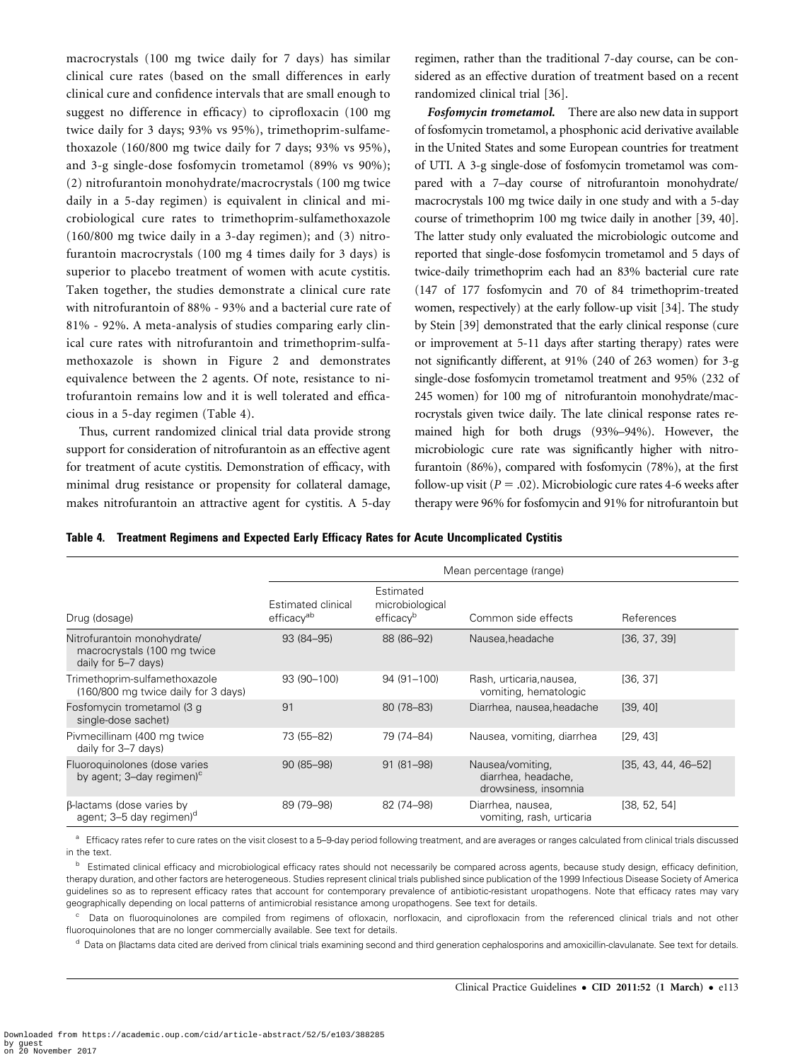macrocrystals (100 mg twice daily for 7 days) has similar clinical cure rates (based on the small differences in early clinical cure and confidence intervals that are small enough to suggest no difference in efficacy) to ciprofloxacin (100 mg twice daily for 3 days; 93% vs 95%), trimethoprim-sulfamethoxazole (160/800 mg twice daily for 7 days; 93% vs 95%), and 3-g single-dose fosfomycin trometamol (89% vs 90%); (2) nitrofurantoin monohydrate/macrocrystals (100 mg twice daily in a 5-day regimen) is equivalent in clinical and microbiological cure rates to trimethoprim-sulfamethoxazole (160/800 mg twice daily in a 3-day regimen); and (3) nitrofurantoin macrocrystals (100 mg 4 times daily for 3 days) is superior to placebo treatment of women with acute cystitis. Taken together, the studies demonstrate a clinical cure rate with nitrofurantoin of 88% - 93% and a bacterial cure rate of 81% - 92%. A meta-analysis of studies comparing early clinical cure rates with nitrofurantoin and trimethoprim-sulfamethoxazole is shown in Figure 2 and demonstrates equivalence between the 2 agents. Of note, resistance to nitrofurantoin remains low and it is well tolerated and efficacious in a 5-day regimen (Table 4).

Thus, current randomized clinical trial data provide strong support for consideration of nitrofurantoin as an effective agent for treatment of acute cystitis. Demonstration of efficacy, with minimal drug resistance or propensity for collateral damage, makes nitrofurantoin an attractive agent for cystitis. A 5-day regimen, rather than the traditional 7-day course, can be considered as an effective duration of treatment based on a recent randomized clinical trial [36].

***Fosfomycin trometamol.*** There are also new data in support of fosfomycin trometamol, a phosphonic acid derivative available in the United States and some European countries for treatment of UTI. A 3-g single-dose of fosfomycin trometamol was compared with a 7–day course of nitrofurantoin monohydrate/macrocrystals 100 mg twice daily in one study and with a 5-day course of trimethoprim 100 mg twice daily in another [39, 40]. The latter study only evaluated the microbiologic outcome and reported that single-dose fosfomycin trometamol and 5 days of twice-daily trimethoprim each had an 83% bacterial cure rate (147 of 177 fosfomycin and 70 of 84 trimethoprim-treated women, respectively) at the early follow-up visit [34]. The study by Stein [39] demonstrated that the early clinical response (cure or improvement at 5-11 days after starting therapy) rates were not significantly different, at 91% (240 of 263 women) for 3-g single-dose fosfomycin trometamol treatment and 95% (232 of 245 women) for 100 mg of nitrofurantoin monohydrate/macrocrystals given twice daily. The late clinical response rates remained high for both drugs (93%–94%). However, the microbiologic cure rate was significantly higher with nitrofurantoin (86%), compared with fosfomycin (78%), at the first follow-up visit ($P = .02$). Microbiologic cure rates 4-6 weeks after therapy were 96% for fosfomycin and 91% for nitrofurantoin but

**Table 4. Treatment Regimens and Expected Early Efficacy Rates for Acute Uncomplicated Cystitis**

| | Mean percentage (range) | | | |
|---|---|---|---|---|
| Drug (dosage) | Estimated clinical efficacy[ab] | Estimated microbiological efficacy[b] | Common side effects | References |
| Nitrofurantoin monohydrate/ macrocrystals (100 mg twice daily for 5–7 days) | 93 (84–95) | 88 (86–92) | Nausea, headache | [36, 37, 39] |
| Trimethoprim-sulfamethoxazole (160/800 mg twice daily for 3 days) | 93 (90–100) | 94 (91–100) | Rash, urticaria, nausea, vomiting, hematologic | [36, 37] |
| Fosfomycin trometamol (3 g single-dose sachet) | 91 | 80 (78–83) | Diarrhea, nausea, headache | [39, 40] |
| Pivmecillinam (400 mg twice daily for 3–7 days) | 73 (55–82) | 79 (74–84) | Nausea, vomiting, diarrhea | [29, 43] |
| Fluoroquinolones (dose varies by agent; 3–day regimen)[c] | 90 (85–98) | 91 (81–98) | Nausea/vomiting, diarrhea, headache, drowsiness, insomnia | [35, 43, 44, 46–52] |
| β-lactams (dose varies by agent; 3–5 day regimen)[d] | 89 (79–98) | 82 (74–98) | Diarrhea, nausea, vomiting, rash, urticaria | [38, 52, 54] |

[a] Efficacy rates refer to cure rates on the visit closest to a 5–9-day period following treatment, and are averages or ranges calculated from clinical trials discussed in the text.

[b] Estimated clinical efficacy and microbiological efficacy rates should not necessarily be compared across agents, because study design, efficacy definition, therapy duration, and other factors are heterogeneous. Studies represent clinical trials published since publication of the 1999 Infectious Disease Society of America guidelines so as to represent efficacy rates that account for contemporary prevalence of antibiotic-resistant uropathogens. Note that efficacy rates may vary geographically depending on local patterns of antimicrobial resistance among uropathogens. See text for details.

[c] Data on fluoroquinolones are compiled from regimens of ofloxacin, norfloxacin, and ciprofloxacin from the referenced clinical trials and not other fluoroquinolones that are no longer commercially available. See text for details.

[d] Data on βlactams data cited are derived from clinical trials examining second and third generation cephalosporins and amoxicillin-clavulanate. See text for details.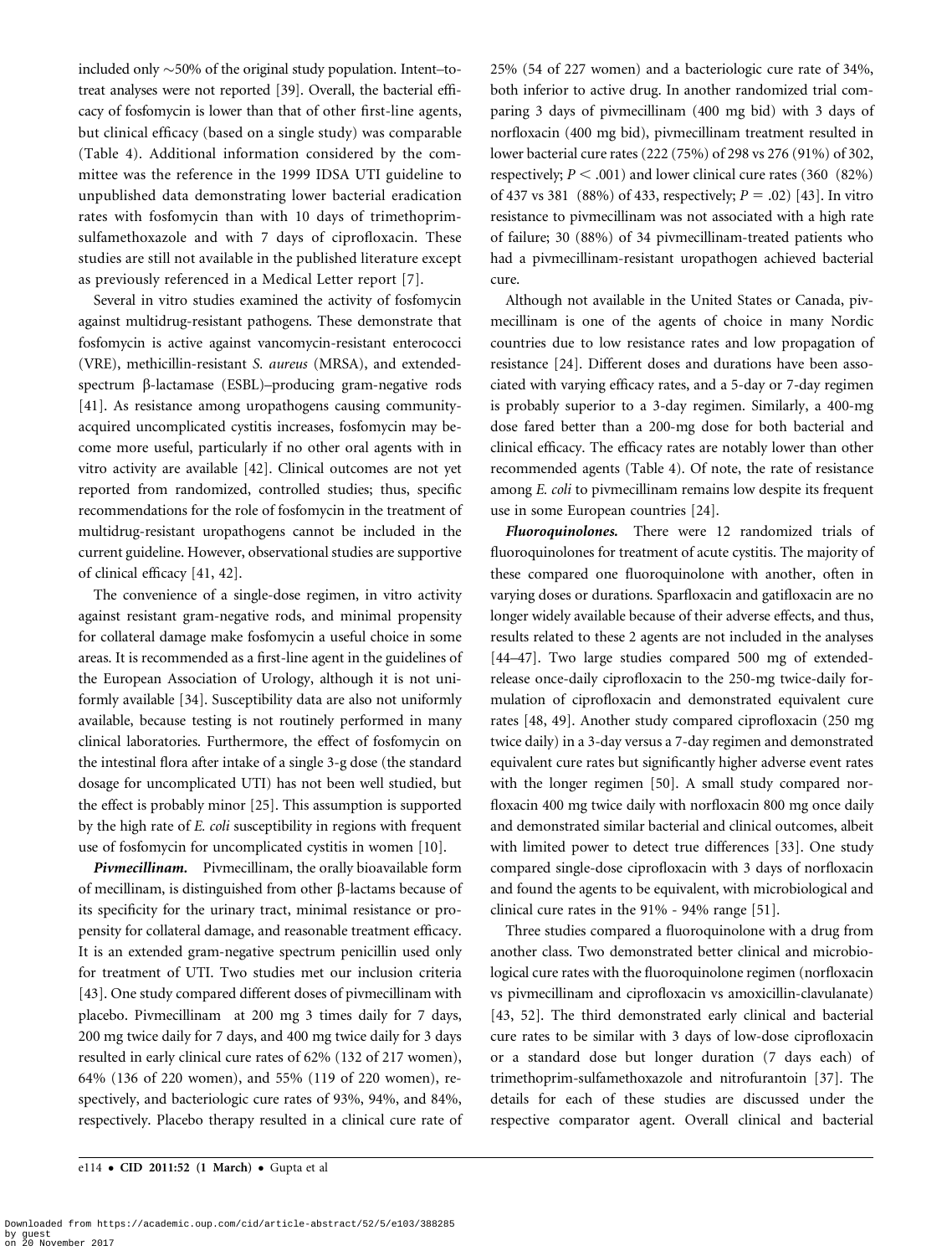included only ~50% of the original study population. Intent–to-treat analyses were not reported [39]. Overall, the bacterial efficacy of fosfomycin is lower than that of other first-line agents, but clinical efficacy (based on a single study) was comparable (Table 4). Additional information considered by the committee was the reference in the 1999 IDSA UTI guideline to unpublished data demonstrating lower bacterial eradication rates with fosfomycin than with 10 days of trimethoprim-sulfamethoxazole and with 7 days of ciprofloxacin. These studies are still not available in the published literature except as previously referenced in a Medical Letter report [7].

Several in vitro studies examined the activity of fosfomycin against multidrug-resistant pathogens. These demonstrate that fosfomycin is active against vancomycin-resistant enterococci (VRE), methicillin-resistant *S. aureus* (MRSA), and extended-spectrum β-lactamase (ESBL)–producing gram-negative rods [41]. As resistance among uropathogens causing community-acquired uncomplicated cystitis increases, fosfomycin may become more useful, particularly if no other oral agents with in vitro activity are available [42]. Clinical outcomes are not yet reported from randomized, controlled studies; thus, specific recommendations for the role of fosfomycin in the treatment of multidrug-resistant uropathogens cannot be included in the current guideline. However, observational studies are supportive of clinical efficacy [41, 42].

The convenience of a single-dose regimen, in vitro activity against resistant gram-negative rods, and minimal propensity for collateral damage make fosfomycin a useful choice in some areas. It is recommended as a first-line agent in the guidelines of the European Association of Urology, although it is not uniformly available [34]. Susceptibility data are also not uniformly available, because testing is not routinely performed in many clinical laboratories. Furthermore, the effect of fosfomycin on the intestinal flora after intake of a single 3-g dose (the standard dosage for uncomplicated UTI) has not been well studied, but the effect is probably minor [25]. This assumption is supported by the high rate of *E. coli* susceptibility in regions with frequent use of fosfomycin for uncomplicated cystitis in women [10].

***Pivmecillinam.*** Pivmecillinam, the orally bioavailable form of mecillinam, is distinguished from other β-lactams because of its specificity for the urinary tract, minimal resistance or propensity for collateral damage, and reasonable treatment efficacy. It is an extended gram-negative spectrum penicillin used only for treatment of UTI. Two studies met our inclusion criteria [43]. One study compared different doses of pivmecillinam with placebo. Pivmecillinam at 200 mg 3 times daily for 7 days, 200 mg twice daily for 7 days, and 400 mg twice daily for 3 days resulted in early clinical cure rates of 62% (132 of 217 women), 64% (136 of 220 women), and 55% (119 of 220 women), respectively, and bacteriologic cure rates of 93%, 94%, and 84%, respectively. Placebo therapy resulted in a clinical cure rate of 25% (54 of 227 women) and a bacteriologic cure rate of 34%, both inferior to active drug. In another randomized trial comparing 3 days of pivmecillinam (400 mg bid) with 3 days of norfloxacin (400 mg bid), pivmecillinam treatment resulted in lower bacterial cure rates (222 (75%) of 298 vs 276 (91%) of 302, respectively; $P < .001$) and lower clinical cure rates (360 (82%) of 437 vs 381 (88%) of 433, respectively; $P = .02$) [43]. In vitro resistance to pivmecillinam was not associated with a high rate of failure; 30 (88%) of 34 pivmecillinam-treated patients who had a pivmecillinam-resistant uropathogen achieved bacterial cure.

Although not available in the United States or Canada, pivmecillinam is one of the agents of choice in many Nordic countries due to low resistance rates and low propagation of resistance [24]. Different doses and durations have been associated with varying efficacy rates, and a 5-day or 7-day regimen is probably superior to a 3-day regimen. Similarly, a 400-mg dose fared better than a 200-mg dose for both bacterial and clinical efficacy. The efficacy rates are notably lower than other recommended agents (Table 4). Of note, the rate of resistance among *E. coli* to pivmecillinam remains low despite its frequent use in some European countries [24].

***Fluoroquinolones.*** There were 12 randomized trials of fluoroquinolones for treatment of acute cystitis. The majority of these compared one fluoroquinolone with another, often in varying doses or durations. Sparfloxacin and gatifloxacin are no longer widely available because of their adverse effects, and thus, results related to these 2 agents are not included in the analyses [44–47]. Two large studies compared 500 mg of extended-release once-daily ciprofloxacin to the 250-mg twice-daily formulation of ciprofloxacin and demonstrated equivalent cure rates [48, 49]. Another study compared ciprofloxacin (250 mg twice daily) in a 3-day versus a 7-day regimen and demonstrated equivalent cure rates but significantly higher adverse event rates with the longer regimen [50]. A small study compared norfloxacin 400 mg twice daily with norfloxacin 800 mg once daily and demonstrated similar bacterial and clinical outcomes, albeit with limited power to detect true differences [33]. One study compared single-dose ciprofloxacin with 3 days of norfloxacin and found the agents to be equivalent, with microbiological and clinical cure rates in the 91% - 94% range [51].

Three studies compared a fluoroquinolone with a drug from another class. Two demonstrated better clinical and microbiological cure rates with the fluoroquinolone regimen (norfloxacin vs pivmecillinam and ciprofloxacin vs amoxicillin-clavulanate) [43, 52]. The third demonstrated early clinical and bacterial cure rates to be similar with 3 days of low-dose ciprofloxacin or a standard dose but longer duration (7 days each) of trimethoprim-sulfamethoxazole and nitrofurantoin [37]. The details for each of these studies are discussed under the respective comparator agent. Overall clinical and bacterial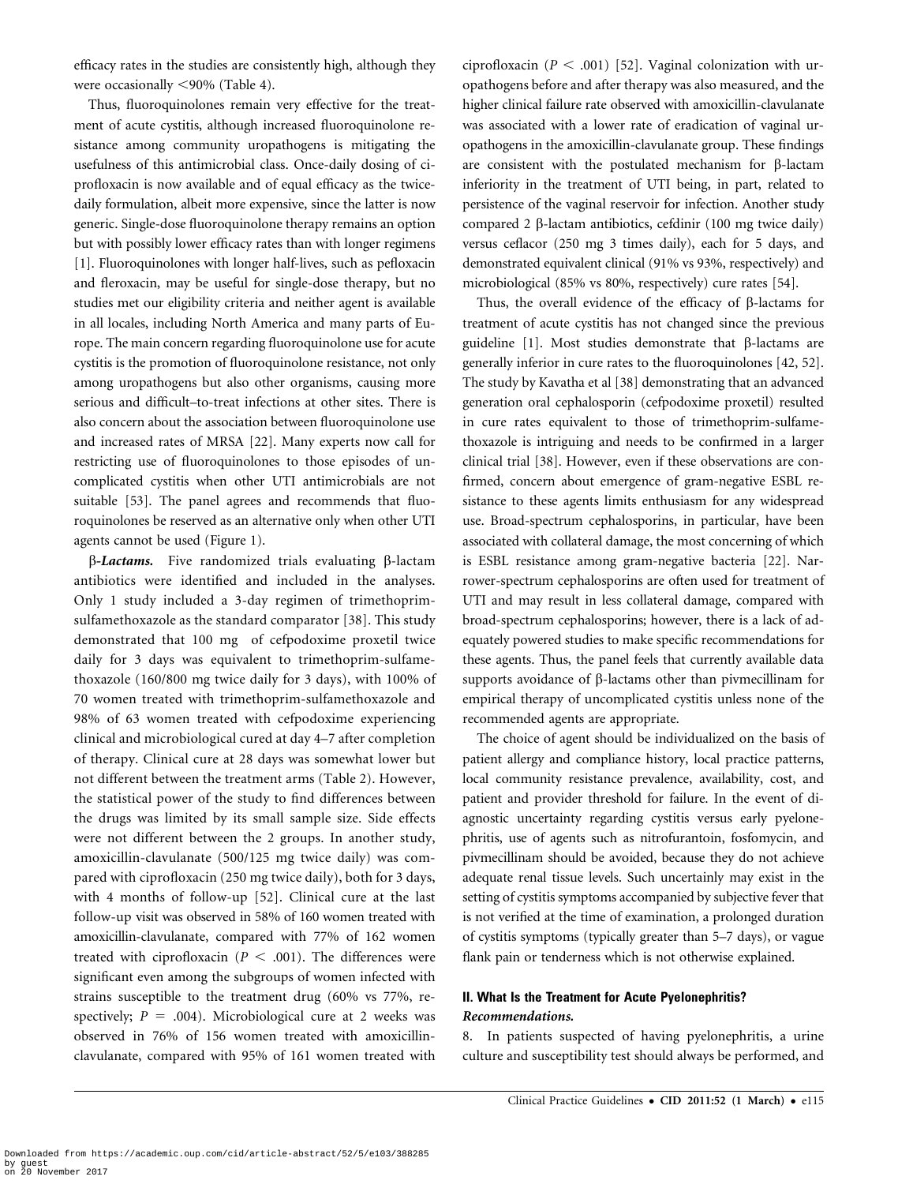efficacy rates in the studies are consistently high, although they were occasionally <90% (Table 4).

Thus, fluoroquinolones remain very effective for the treatment of acute cystitis, although increased fluoroquinolone resistance among community uropathogens is mitigating the usefulness of this antimicrobial class. Once-daily dosing of ciprofloxacin is now available and of equal efficacy as the twice-daily formulation, albeit more expensive, since the latter is now generic. Single-dose fluoroquinolone therapy remains an option but with possibly lower efficacy rates than with longer regimens [1]. Fluoroquinolones with longer half-lives, such as pefloxacin and fleroxacin, may be useful for single-dose therapy, but no studies met our eligibility criteria and neither agent is available in all locales, including North America and many parts of Europe. The main concern regarding fluoroquinolone use for acute cystitis is the promotion of fluoroquinolone resistance, not only among uropathogens but also other organisms, causing more serious and difficult–to-treat infections at other sites. There is also concern about the association between fluoroquinolone use and increased rates of MRSA [22]. Many experts now call for restricting use of fluoroquinolones to those episodes of uncomplicated cystitis when other UTI antimicrobials are not suitable [53]. The panel agrees and recommends that fluoroquinolones be reserved as an alternative only when other UTI agents cannot be used (Figure 1).

***β-Lactams.*** Five randomized trials evaluating β-lactam antibiotics were identified and included in the analyses. Only 1 study included a 3-day regimen of trimethoprim-sulfamethoxazole as the standard comparator [38]. This study demonstrated that 100 mg of cefpodoxime proxetil twice daily for 3 days was equivalent to trimethoprim-sulfamethoxazole (160/800 mg twice daily for 3 days), with 100% of 70 women treated with trimethoprim-sulfamethoxazole and 98% of 63 women treated with cefpodoxime experiencing clinical and microbiological cured at day 4–7 after completion of therapy. Clinical cure at 28 days was somewhat lower but not different between the treatment arms (Table 2). However, the statistical power of the study to find differences between the drugs was limited by its small sample size. Side effects were not different between the 2 groups. In another study, amoxicillin-clavulanate (500/125 mg twice daily) was compared with ciprofloxacin (250 mg twice daily), both for 3 days, with 4 months of follow-up [52]. Clinical cure at the last follow-up visit was observed in 58% of 160 women treated with amoxicillin-clavulanate, compared with 77% of 162 women treated with ciprofloxacin ($P < .001$). The differences were significant even among the subgroups of women infected with strains susceptible to the treatment drug (60% vs 77%, respectively; $P = .004$). Microbiological cure at 2 weeks was observed in 76% of 156 women treated with amoxicillin-clavulanate, compared with 95% of 161 women treated with ciprofloxacin ($P < .001$) [52]. Vaginal colonization with uropathogens before and after therapy was also measured, and the higher clinical failure rate observed with amoxicillin-clavulanate was associated with a lower rate of eradication of vaginal uropathogens in the amoxicillin-clavulanate group. These findings are consistent with the postulated mechanism for β-lactam inferiority in the treatment of UTI being, in part, related to persistence of the vaginal reservoir for infection. Another study compared 2 β-lactam antibiotics, cefdinir (100 mg twice daily) versus ceflacor (250 mg 3 times daily), each for 5 days, and demonstrated equivalent clinical (91% vs 93%, respectively) and microbiological (85% vs 80%, respectively) cure rates [54].

Thus, the overall evidence of the efficacy of β-lactams for treatment of acute cystitis has not changed since the previous guideline [1]. Most studies demonstrate that β-lactams are generally inferior in cure rates to the fluoroquinolones [42, 52]. The study by Kavatha et al [38] demonstrating that an advanced generation oral cephalosporin (cefpodoxime proxetil) resulted in cure rates equivalent to those of trimethoprim-sulfamethoxazole is intriguing and needs to be confirmed in a larger clinical trial [38]. However, even if these observations are confirmed, concern about emergence of gram-negative ESBL resistance to these agents limits enthusiasm for any widespread use. Broad-spectrum cephalosporins, in particular, have been associated with collateral damage, the most concerning of which is ESBL resistance among gram-negative bacteria [22]. Narrower-spectrum cephalosporins are often used for treatment of UTI and may result in less collateral damage, compared with broad-spectrum cephalosporins; however, there is a lack of adequately powered studies to make specific recommendations for these agents. Thus, the panel feels that currently available data supports avoidance of β-lactams other than pivmecillinam for empirical therapy of uncomplicated cystitis unless none of the recommended agents are appropriate.

The choice of agent should be individualized on the basis of patient allergy and compliance history, local practice patterns, local community resistance prevalence, availability, cost, and patient and provider threshold for failure. In the event of diagnostic uncertainty regarding cystitis versus early pyelonephritis, use of agents such as nitrofurantoin, fosfomycin, and pivmecillinam should be avoided, because they do not achieve adequate renal tissue levels. Such uncertainly may exist in the setting of cystitis symptoms accompanied by subjective fever that is not verified at the time of examination, a prolonged duration of cystitis symptoms (typically greater than 5–7 days), or vague flank pain or tenderness which is not otherwise explained.

## II. What Is the Treatment for Acute Pyelonephritis?

***Recommendations.***

8. In patients suspected of having pyelonephritis, a urine culture and susceptibility test should always be performed, and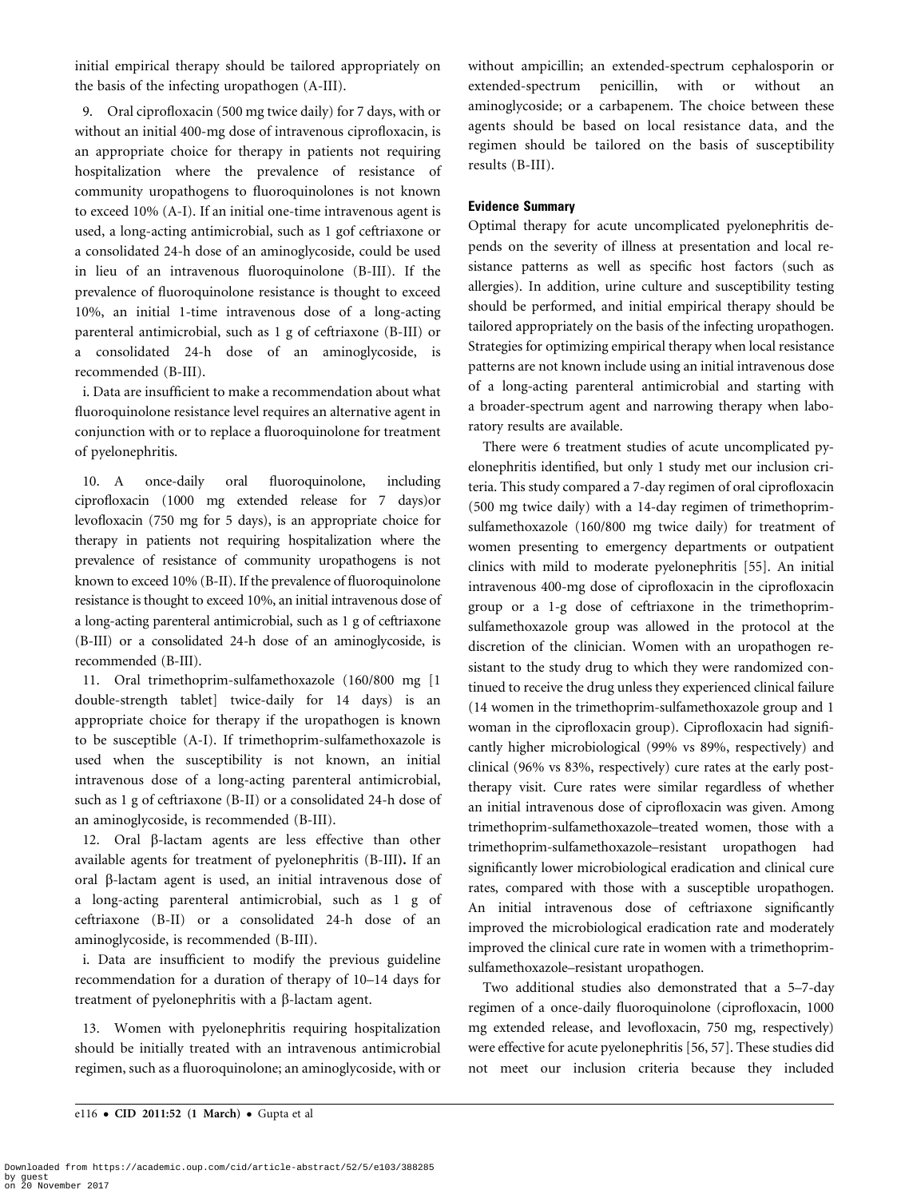initial empirical therapy should be tailored appropriately on the basis of the infecting uropathogen (A-III).

9. Oral ciprofloxacin (500 mg twice daily) for 7 days, with or without an initial 400-mg dose of intravenous ciprofloxacin, is an appropriate choice for therapy in patients not requiring hospitalization where the prevalence of resistance of community uropathogens to fluoroquinolones is not known to exceed 10% (A-I). If an initial one-time intravenous agent is used, a long-acting antimicrobial, such as 1 gof ceftriaxone or a consolidated 24-h dose of an aminoglycoside, could be used in lieu of an intravenous fluoroquinolone (B-III). If the prevalence of fluoroquinolone resistance is thought to exceed 10%, an initial 1-time intravenous dose of a long-acting parenteral antimicrobial, such as 1 g of ceftriaxone (B-III) or a consolidated 24-h dose of an aminoglycoside, is recommended (B-III).

i. Data are insufficient to make a recommendation about what fluoroquinolone resistance level requires an alternative agent in conjunction with or to replace a fluoroquinolone for treatment of pyelonephritis.

10. A once-daily oral fluoroquinolone, including ciprofloxacin (1000 mg extended release for 7 days)or levofloxacin (750 mg for 5 days), is an appropriate choice for therapy in patients not requiring hospitalization where the prevalence of resistance of community uropathogens is not known to exceed 10% (B-II). If the prevalence of fluoroquinolone resistance is thought to exceed 10%, an initial intravenous dose of a long-acting parenteral antimicrobial, such as 1 g of ceftriaxone (B-III) or a consolidated 24-h dose of an aminoglycoside, is recommended (B-III).

11. Oral trimethoprim-sulfamethoxazole (160/800 mg [1 double-strength tablet] twice-daily for 14 days) is an appropriate choice for therapy if the uropathogen is known to be susceptible (A-I). If trimethoprim-sulfamethoxazole is used when the susceptibility is not known, an initial intravenous dose of a long-acting parenteral antimicrobial, such as 1 g of ceftriaxone (B-II) or a consolidated 24-h dose of an aminoglycoside, is recommended (B-III).

12. Oral β-lactam agents are less effective than other available agents for treatment of pyelonephritis (B-III). If an oral β-lactam agent is used, an initial intravenous dose of a long-acting parenteral antimicrobial, such as 1 g of ceftriaxone (B-II) or a consolidated 24-h dose of an aminoglycoside, is recommended (B-III).

i. Data are insufficient to modify the previous guideline recommendation for a duration of therapy of 10–14 days for treatment of pyelonephritis with a β-lactam agent.

13. Women with pyelonephritis requiring hospitalization should be initially treated with an intravenous antimicrobial regimen, such as a fluoroquinolone; an aminoglycoside, with or without ampicillin; an extended-spectrum cephalosporin or extended-spectrum penicillin, with or without an aminoglycoside; or a carbapenem. The choice between these agents should be based on local resistance data, and the regimen should be tailored on the basis of susceptibility results (B-III).

### Evidence Summary

Optimal therapy for acute uncomplicated pyelonephritis depends on the severity of illness at presentation and local resistance patterns as well as specific host factors (such as allergies). In addition, urine culture and susceptibility testing should be performed, and initial empirical therapy should be tailored appropriately on the basis of the infecting uropathogen. Strategies for optimizing empirical therapy when local resistance patterns are not known include using an initial intravenous dose of a long-acting parenteral antimicrobial and starting with a broader-spectrum agent and narrowing therapy when laboratory results are available.

There were 6 treatment studies of acute uncomplicated pyelonephritis identified, but only 1 study met our inclusion criteria. This study compared a 7-day regimen of oral ciprofloxacin (500 mg twice daily) with a 14-day regimen of trimethoprim-sulfamethoxazole (160/800 mg twice daily) for treatment of women presenting to emergency departments or outpatient clinics with mild to moderate pyelonephritis [55]. An initial intravenous 400-mg dose of ciprofloxacin in the ciprofloxacin group or a 1-g dose of ceftriaxone in the trimethoprim-sulfamethoxazole group was allowed in the protocol at the discretion of the clinician. Women with an uropathogen resistant to the study drug to which they were randomized continued to receive the drug unless they experienced clinical failure (14 women in the trimethoprim-sulfamethoxazole group and 1 woman in the ciprofloxacin group). Ciprofloxacin had significantly higher microbiological (99% vs 89%, respectively) and clinical (96% vs 83%, respectively) cure rates at the early post-therapy visit. Cure rates were similar regardless of whether an initial intravenous dose of ciprofloxacin was given. Among trimethoprim-sulfamethoxazole–treated women, those with a trimethoprim-sulfamethoxazole–resistant uropathogen had significantly lower microbiological eradication and clinical cure rates, compared with those with a susceptible uropathogen. An initial intravenous dose of ceftriaxone significantly improved the microbiological eradication rate and moderately improved the clinical cure rate in women with a trimethoprim-sulfamethoxazole–resistant uropathogen.

Two additional studies also demonstrated that a 5–7-day regimen of a once-daily fluoroquinolone (ciprofloxacin, 1000 mg extended release, and levofloxacin, 750 mg, respectively) were effective for acute pyelonephritis [56, 57]. These studies did not meet our inclusion criteria because they included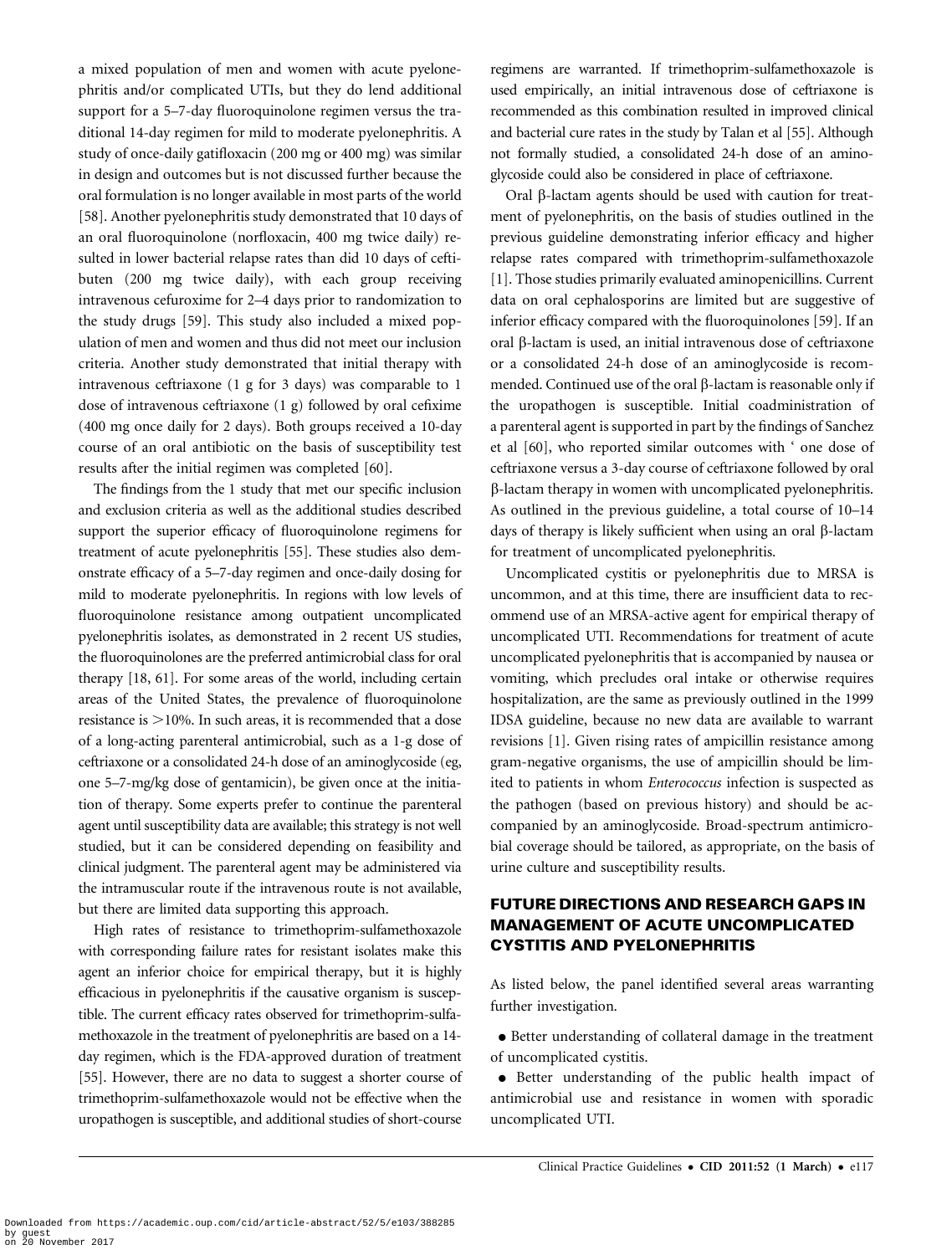a mixed population of men and women with acute pyelonephritis and/or complicated UTIs, but they do lend additional support for a 5–7-day fluoroquinolone regimen versus the traditional 14-day regimen for mild to moderate pyelonephritis. A study of once-daily gatifloxacin (200 mg or 400 mg) was similar in design and outcomes but is not discussed further because the oral formulation is no longer available in most parts of the world [58]. Another pyelonephritis study demonstrated that 10 days of an oral fluoroquinolone (norfloxacin, 400 mg twice daily) resulted in lower bacterial relapse rates than did 10 days of ceftibuten (200 mg twice daily), with each group receiving intravenous cefuroxime for 2–4 days prior to randomization to the study drugs [59]. This study also included a mixed population of men and women and thus did not meet our inclusion criteria. Another study demonstrated that initial therapy with intravenous ceftriaxone (1 g for 3 days) was comparable to 1 dose of intravenous ceftriaxone (1 g) followed by oral cefixime (400 mg once daily for 2 days). Both groups received a 10-day course of an oral antibiotic on the basis of susceptibility test results after the initial regimen was completed [60].

The findings from the 1 study that met our specific inclusion and exclusion criteria as well as the additional studies described support the superior efficacy of fluoroquinolone regimens for treatment of acute pyelonephritis [55]. These studies also demonstrate efficacy of a 5–7-day regimen and once-daily dosing for mild to moderate pyelonephritis. In regions with low levels of fluoroquinolone resistance among outpatient uncomplicated pyelonephritis isolates, as demonstrated in 2 recent US studies, the fluoroquinolones are the preferred antimicrobial class for oral therapy [18, 61]. For some areas of the world, including certain areas of the United States, the prevalence of fluoroquinolone resistance is >10%. In such areas, it is recommended that a dose of a long-acting parenteral antimicrobial, such as a 1-g dose of ceftriaxone or a consolidated 24-h dose of an aminoglycoside (eg, one 5–7-mg/kg dose of gentamicin), be given once at the initiation of therapy. Some experts prefer to continue the parenteral agent until susceptibility data are available; this strategy is not well studied, but it can be considered depending on feasibility and clinical judgment. The parenteral agent may be administered via the intramuscular route if the intravenous route is not available, but there are limited data supporting this approach.

High rates of resistance to trimethoprim-sulfamethoxazole with corresponding failure rates for resistant isolates make this agent an inferior choice for empirical therapy, but it is highly efficacious in pyelonephritis if the causative organism is susceptible. The current efficacy rates observed for trimethoprim-sulfamethoxazole in the treatment of pyelonephritis are based on a 14-day regimen, which is the FDA-approved duration of treatment [55]. However, there are no data to suggest a shorter course of trimethoprim-sulfamethoxazole would not be effective when the uropathogen is susceptible, and additional studies of short-course regimens are warranted. If trimethoprim-sulfamethoxazole is used empirically, an initial intravenous dose of ceftriaxone is recommended as this combination resulted in improved clinical and bacterial cure rates in the study by Talan et al [55]. Although not formally studied, a consolidated 24-h dose of an aminoglycoside could also be considered in place of ceftriaxone.

Oral β-lactam agents should be used with caution for treatment of pyelonephritis, on the basis of studies outlined in the previous guideline demonstrating inferior efficacy and higher relapse rates compared with trimethoprim-sulfamethoxazole [1]. Those studies primarily evaluated aminopenicillins. Current data on oral cephalosporins are limited but are suggestive of inferior efficacy compared with the fluoroquinolones [59]. If an oral β-lactam is used, an initial intravenous dose of ceftriaxone or a consolidated 24-h dose of an aminoglycoside is recommended. Continued use of the oral β-lactam is reasonable only if the uropathogen is susceptible. Initial coadministration of a parenteral agent is supported in part by the findings of Sanchez et al [60], who reported similar outcomes with ' one dose of ceftriaxone versus a 3-day course of ceftriaxone followed by oral β-lactam therapy in women with uncomplicated pyelonephritis. As outlined in the previous guideline, a total course of 10–14 days of therapy is likely sufficient when using an oral β-lactam for treatment of uncomplicated pyelonephritis.

Uncomplicated cystitis or pyelonephritis due to MRSA is uncommon, and at this time, there are insufficient data to recommend use of an MRSA-active agent for empirical therapy of uncomplicated UTI. Recommendations for treatment of acute uncomplicated pyelonephritis that is accompanied by nausea or vomiting, which precludes oral intake or otherwise requires hospitalization, are the same as previously outlined in the 1999 IDSA guideline, because no new data are available to warrant revisions [1]. Given rising rates of ampicillin resistance among gram-negative organisms, the use of ampicillin should be limited to patients in whom *Enterococcus* infection is suspected as the pathogen (based on previous history) and should be accompanied by an aminoglycoside. Broad-spectrum antimicrobial coverage should be tailored, as appropriate, on the basis of urine culture and susceptibility results.

## FUTURE DIRECTIONS AND RESEARCH GAPS IN MANAGEMENT OF ACUTE UNCOMPLICATED CYSTITIS AND PYELONEPHRITIS

As listed below, the panel identified several areas warranting further investigation.

- Better understanding of collateral damage in the treatment of uncomplicated cystitis.
- Better understanding of the public health impact of antimicrobial use and resistance in women with sporadic uncomplicated UTI.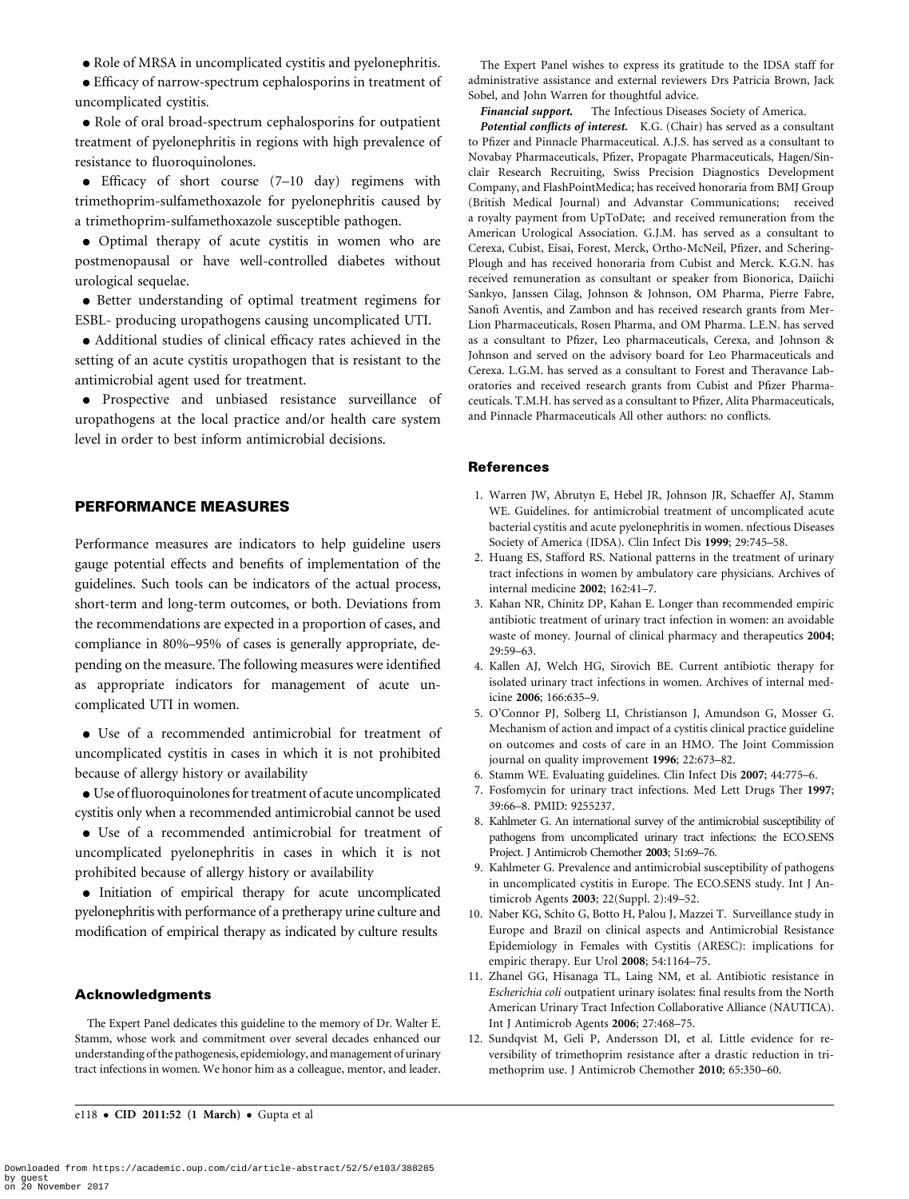- Role of MRSA in uncomplicated cystitis and pyelonephritis.
- Efficacy of narrow-spectrum cephalosporins in treatment of uncomplicated cystitis.
- Role of oral broad-spectrum cephalosporins for outpatient treatment of pyelonephritis in regions with high prevalence of resistance to fluoroquinolones.
- Efficacy of short course (7–10 day) regimens with trimethoprim-sulfamethoxazole for pyelonephritis caused by a trimethoprim-sulfamethoxazole susceptible pathogen.
- Optimal therapy of acute cystitis in women who are postmenopausal or have well-controlled diabetes without urological sequelae.
- Better understanding of optimal treatment regimens for ESBL- producing uropathogens causing uncomplicated UTI.
- Additional studies of clinical efficacy rates achieved in the setting of an acute cystitis uropathogen that is resistant to the antimicrobial agent used for treatment.
- Prospective and unbiased resistance surveillance of uropathogens at the local practice and/or health care system level in order to best inform antimicrobial decisions.

## PERFORMANCE MEASURES

Performance measures are indicators to help guideline users gauge potential effects and benefits of implementation of the guidelines. Such tools can be indicators of the actual process, short-term and long-term outcomes, or both. Deviations from the recommendations are expected in a proportion of cases, and compliance in 80%–95% of cases is generally appropriate, depending on the measure. The following measures were identified as appropriate indicators for management of acute uncomplicated UTI in women.

- Use of a recommended antimicrobial for treatment of uncomplicated cystitis in cases in which it is not prohibited because of allergy history or availability
- Use of fluoroquinolones for treatment of acute uncomplicated cystitis only when a recommended antimicrobial cannot be used
- Use of a recommended antimicrobial for treatment of uncomplicated pyelonephritis in cases in which it is not prohibited because of allergy history or availability
- Initiation of empirical therapy for acute uncomplicated pyelonephritis with performance of a pretherapy urine culture and modification of empirical therapy as indicated by culture results

## Acknowledgments

The Expert Panel dedicates this guideline to the memory of Dr. Walter E. Stamm, whose work and commitment over several decades enhanced our understanding of the pathogenesis, epidemiology, and management of urinary tract infections in women. We honor him as a colleague, mentor, and leader.

The Expert Panel wishes to express its gratitude to the IDSA staff for administrative assistance and external reviewers Drs Patricia Brown, Jack Sobel, and John Warren for thoughtful advice.

***Financial support.*** The Infectious Diseases Society of America.

***Potential conflicts of interest.*** K.G. (Chair) has served as a consultant to Pfizer and Pinnacle Pharmaceutical. A.J.S. has served as a consultant to Novabay Pharmaceuticals, Pfizer, Propagate Pharmaceuticals, Hagen/Sinclair Research Recruiting, Swiss Precision Diagnostics Development Company, and FlashPointMedica; has received honoraria from BMJ Group (British Medical Journal) and Advanstar Communications; received a royalty payment from UpToDate; and received remuneration from the American Urological Association. G.J.M. has served as a consultant to Cerexa, Cubist, Eisai, Forest, Merck, Ortho-McNeil, Pfizer, and Schering-Plough and has received honoraria from Cubist and Merck. K.G.N. has received remuneration as consultant or speaker from Bionorica, Daiichi Sankyo, Janssen Cilag, Johnson & Johnson, OM Pharma, Pierre Fabre, Sanofi Aventis, and Zambon and has received research grants from Mer-Lion Pharmaceuticals, Rosen Pharma, and OM Pharma. L.E.N. has served as a consultant to Pfizer, Leo pharmaceuticals, Cerexa, and Johnson & Johnson and served on the advisory board for Leo Pharmaceuticals and Cerexa. L.G.M. has served as a consultant to Forest and Theravance Laboratories and received research grants from Cubist and Pfizer Pharmaceuticals. T.M.H. has served as a consultant to Pfizer, Alita Pharmaceuticals, and Pinnacle Pharmaceuticals All other authors: no conflicts.

## References

1. Warren JW, Abrutyn E, Hebel JR, Johnson JR, Schaeffer AJ, Stamm WE. Guidelines. for antimicrobial treatment of uncomplicated acute bacterial cystitis and acute pyelonephritis in women. nfectious Diseases Society of America (IDSA). Clin Infect Dis **1999**; 29:745–58.
2. Huang ES, Stafford RS. National patterns in the treatment of urinary tract infections in women by ambulatory care physicians. Archives of internal medicine **2002**; 162:41–7.
3. Kahan NR, Chinitz DP, Kahan E. Longer than recommended empiric antibiotic treatment of urinary tract infection in women: an avoidable waste of money. Journal of clinical pharmacy and therapeutics **2004**; 29:59–63.
4. Kallen AJ, Welch HG, Sirovich BE. Current antibiotic therapy for isolated urinary tract infections in women. Archives of internal medicine **2006**; 166:635–9.
5. O'Connor PJ, Solberg LI, Christianson J, Amundson G, Mosser G. Mechanism of action and impact of a cystitis clinical practice guideline on outcomes and costs of care in an HMO. The Joint Commission journal on quality improvement **1996**; 22:673–82.
6. Stamm WE. Evaluating guidelines. Clin Infect Dis **2007**; 44:775–6.
7. Fosfomycin for urinary tract infections. Med Lett Drugs Ther **1997**; 39:66–8. PMID: 9255237.
8. Kahlmeter G. An international survey of the antimicrobial susceptibility of pathogens from uncomplicated urinary tract infections: the ECO.SENS Project. J Antimicrob Chemother **2003**; 51:69–76.
9. Kahlmeter G. Prevalence and antimicrobial susceptibility of pathogens in uncomplicated cystitis in Europe. The ECO.SENS study. Int J Antimicrob Agents **2003**; 22(Suppl. 2):49–52.
10. Naber KG, Schito G, Botto H, Palou J, Mazzei T. Surveillance study in Europe and Brazil on clinical aspects and Antimicrobial Resistance Epidemiology in Females with Cystitis (ARESC): implications for empiric therapy. Eur Urol **2008**; 54:1164–75.
11. Zhanel GG, Hisanaga TL, Laing NM, et al. Antibiotic resistance in *Escherichia coli* outpatient urinary isolates: final results from the North American Urinary Tract Infection Collaborative Alliance (NAUTICA). Int J Antimicrob Agents **2006**; 27:468–75.
12. Sundqvist M, Geli P, Andersson DI, et al. Little evidence for reversibility of trimethoprim resistance after a drastic reduction in trimethoprim use. J Antimicrob Chemother **2010**; 65:350–60.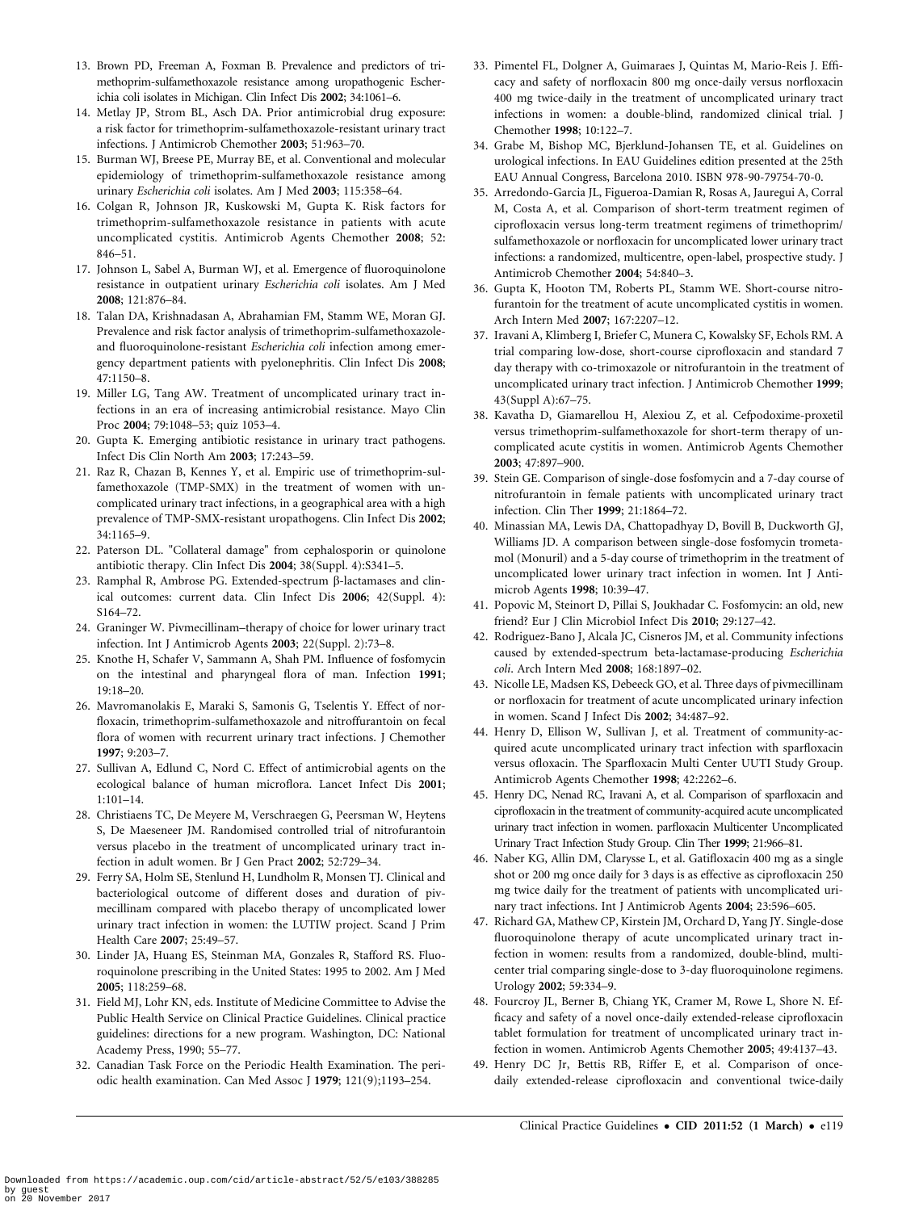13. Brown PD, Freeman A, Foxman B. Prevalence and predictors of trimethoprim-sulfamethoxazole resistance among uropathogenic Escherichia coli isolates in Michigan. Clin Infect Dis **2002**; 34:1061–6.
14. Metlay JP, Strom BL, Asch DA. Prior antimicrobial drug exposure: a risk factor for trimethoprim-sulfamethoxazole-resistant urinary tract infections. J Antimicrob Chemother **2003**; 51:963–70.
15. Burman WJ, Breese PE, Murray BE, et al. Conventional and molecular epidemiology of trimethoprim-sulfamethoxazole resistance among urinary *Escherichia coli* isolates. Am J Med **2003**; 115:358–64.
16. Colgan R, Johnson JR, Kuskowski M, Gupta K. Risk factors for trimethoprim-sulfamethoxazole resistance in patients with acute uncomplicated cystitis. Antimicrob Agents Chemother **2008**; 52: 846–51.
17. Johnson L, Sabel A, Burman WJ, et al. Emergence of fluoroquinolone resistance in outpatient urinary *Escherichia coli* isolates. Am J Med **2008**; 121:876–84.
18. Talan DA, Krishnadasan A, Abrahamian FM, Stamm WE, Moran GJ. Prevalence and risk factor analysis of trimethoprim-sulfamethoxazole- and fluoroquinolone-resistant *Escherichia coli* infection among emergency department patients with pyelonephritis. Clin Infect Dis **2008**; 47:1150–8.
19. Miller LG, Tang AW. Treatment of uncomplicated urinary tract infections in an era of increasing antimicrobial resistance. Mayo Clin Proc **2004**; 79:1048–53; quiz 1053–4.
20. Gupta K. Emerging antibiotic resistance in urinary tract pathogens. Infect Dis Clin North Am **2003**; 17:243–59.
21. Raz R, Chazan B, Kennes Y, et al. Empiric use of trimethoprim-sulfamethoxazole (TMP-SMX) in the treatment of women with uncomplicated urinary tract infections, in a geographical area with a high prevalence of TMP-SMX-resistant uropathogens. Clin Infect Dis **2002**; 34:1165–9.
22. Paterson DL. "Collateral damage" from cephalosporin or quinolone antibiotic therapy. Clin Infect Dis **2004**; 38(Suppl. 4):S341–5.
23. Ramphal R, Ambrose PG. Extended-spectrum β-lactamases and clinical outcomes: current data. Clin Infect Dis **2006**; 42(Suppl. 4): S164–72.
24. Graninger W. Pivmecillinam–therapy of choice for lower urinary tract infection. Int J Antimicrob Agents **2003**; 22(Suppl. 2):73–8.
25. Knothe H, Schafer V, Sammann A, Shah PM. Influence of fosfomycin on the intestinal and pharyngeal flora of man. Infection **1991**; 19:18–20.
26. Mavromanolakis E, Maraki S, Samonis G, Tselentis Y. Effect of norfloxacin, trimethoprim-sulfamethoxazole and nitroffurantoin on fecal flora of women with recurrent urinary tract infections. J Chemother **1997**; 9:203–7.
27. Sullivan A, Edlund C, Nord C. Effect of antimicrobial agents on the ecological balance of human microflora. Lancet Infect Dis **2001**; 1:101–14.
28. Christiaens TC, De Meyere M, Verschraegen G, Peersman W, Heytens S, De Maeseneer JM. Randomised controlled trial of nitrofurantoin versus placebo in the treatment of uncomplicated urinary tract infection in adult women. Br J Gen Pract **2002**; 52:729–34.
29. Ferry SA, Holm SE, Stenlund H, Lundholm R, Monsen TJ. Clinical and bacteriological outcome of different doses and duration of pivmecillinam compared with placebo therapy of uncomplicated lower urinary tract infection in women: the LUTIW project. Scand J Prim Health Care **2007**; 25:49–57.
30. Linder JA, Huang ES, Steinman MA, Gonzales R, Stafford RS. Fluoroquinolone prescribing in the United States: 1995 to 2002. Am J Med **2005**; 118:259–68.
31. Field MJ, Lohr KN, eds. Institute of Medicine Committee to Advise the Public Health Service on Clinical Practice Guidelines. Clinical practice guidelines: directions for a new program. Washington, DC: National Academy Press, 1990; 55–77.
32. Canadian Task Force on the Periodic Health Examination. The periodic health examination. Can Med Assoc J **1979**; 121(9);1193–254.
33. Pimentel FL, Dolgner A, Guimaraes J, Quintas M, Mario-Reis J. Efficacy and safety of norfloxacin 800 mg once-daily versus norfloxacin 400 mg twice-daily in the treatment of uncomplicated urinary tract infections in women: a double-blind, randomized clinical trial. J Chemother **1998**; 10:122–7.
34. Grabe M, Bishop MC, Bjerklund-Johansen TE, et al. Guidelines on urological infections. In EAU Guidelines edition presented at the 25th EAU Annual Congress, Barcelona 2010. ISBN 978-90-79754-70-0.
35. Arredondo-Garcia JL, Figueroa-Damian R, Rosas A, Jauregui A, Corral M, Costa A, et al. Comparison of short-term treatment regimen of ciprofloxacin versus long-term treatment regimens of trimethoprim/sulfamethoxazole or norfloxacin for uncomplicated lower urinary tract infections: a randomized, multicentre, open-label, prospective study. J Antimicrob Chemother **2004**; 54:840–3.
36. Gupta K, Hooton TM, Roberts PL, Stamm WE. Short-course nitrofurantoin for the treatment of acute uncomplicated cystitis in women. Arch Intern Med **2007**; 167:2207–12.
37. Iravani A, Klimberg I, Briefer C, Munera C, Kowalsky SF, Echols RM. A trial comparing low-dose, short-course ciprofloxacin and standard 7 day therapy with co-trimoxazole or nitrofurantoin in the treatment of uncomplicated urinary tract infection. J Antimicrob Chemother **1999**; 43(Suppl A):67–75.
38. Kavatha D, Giamarellou H, Alexiou Z, et al. Cefpodoxime-proxetil versus trimethoprim-sulfamethoxazole for short-term therapy of uncomplicated acute cystitis in women. Antimicrob Agents Chemother **2003**; 47:897–900.
39. Stein GE. Comparison of single-dose fosfomycin and a 7-day course of nitrofurantoin in female patients with uncomplicated urinary tract infection. Clin Ther **1999**; 21:1864–72.
40. Minassian MA, Lewis DA, Chattopadhyay D, Bovill B, Duckworth GJ, Williams JD. A comparison between single-dose fosfomycin trometamol (Monuril) and a 5-day course of trimethoprim in the treatment of uncomplicated lower urinary tract infection in women. Int J Antimicrob Agents **1998**; 10:39–47.
41. Popovic M, Steinort D, Pillai S, Joukhadar C. Fosfomycin: an old, new friend? Eur J Clin Microbiol Infect Dis **2010**; 29:127–42.
42. Rodriguez-Bano J, Alcala JC, Cisneros JM, et al. Community infections caused by extended-spectrum beta-lactamase-producing *Escherichia coli*. Arch Intern Med **2008**; 168:1897–02.
43. Nicolle LE, Madsen KS, Debeeck GO, et al. Three days of pivmecillinam or norfloxacin for treatment of acute uncomplicated urinary infection in women. Scand J Infect Dis **2002**; 34:487–92.
44. Henry D, Ellison W, Sullivan J, et al. Treatment of community-acquired acute uncomplicated urinary tract infection with sparfloxacin versus ofloxacin. The Sparfloxacin Multi Center UUTI Study Group. Antimicrob Agents Chemother **1998**; 42:2262–6.
45. Henry DC, Nenad RC, Iravani A, et al. Comparison of sparfloxacin and ciprofloxacin in the treatment of community-acquired acute uncomplicated urinary tract infection in women. parfloxacin Multicenter Uncomplicated Urinary Tract Infection Study Group. Clin Ther **1999**; 21:966–81.
46. Naber KG, Allin DM, Clarysse L, et al. Gatifloxacin 400 mg as a single shot or 200 mg once daily for 3 days is as effective as ciprofloxacin 250 mg twice daily for the treatment of patients with uncomplicated urinary tract infections. Int J Antimicrob Agents **2004**; 23:596–605.
47. Richard GA, Mathew CP, Kirstein JM, Orchard D, Yang JY. Single-dose fluoroquinolone therapy of acute uncomplicated urinary tract infection in women: results from a randomized, double-blind, multicenter trial comparing single-dose to 3-day fluoroquinolone regimens. Urology **2002**; 59:334–9.
48. Fourcroy JL, Berner B, Chiang YK, Cramer M, Rowe L, Shore N. Efficacy and safety of a novel once-daily extended-release ciprofloxacin tablet formulation for treatment of uncomplicated urinary tract infection in women. Antimicrob Agents Chemother **2005**; 49:4137–43.
49. Henry DC Jr, Bettis RB, Riffer E, et al. Comparison of once-daily extended-release ciprofloxacin and conventional twice-daily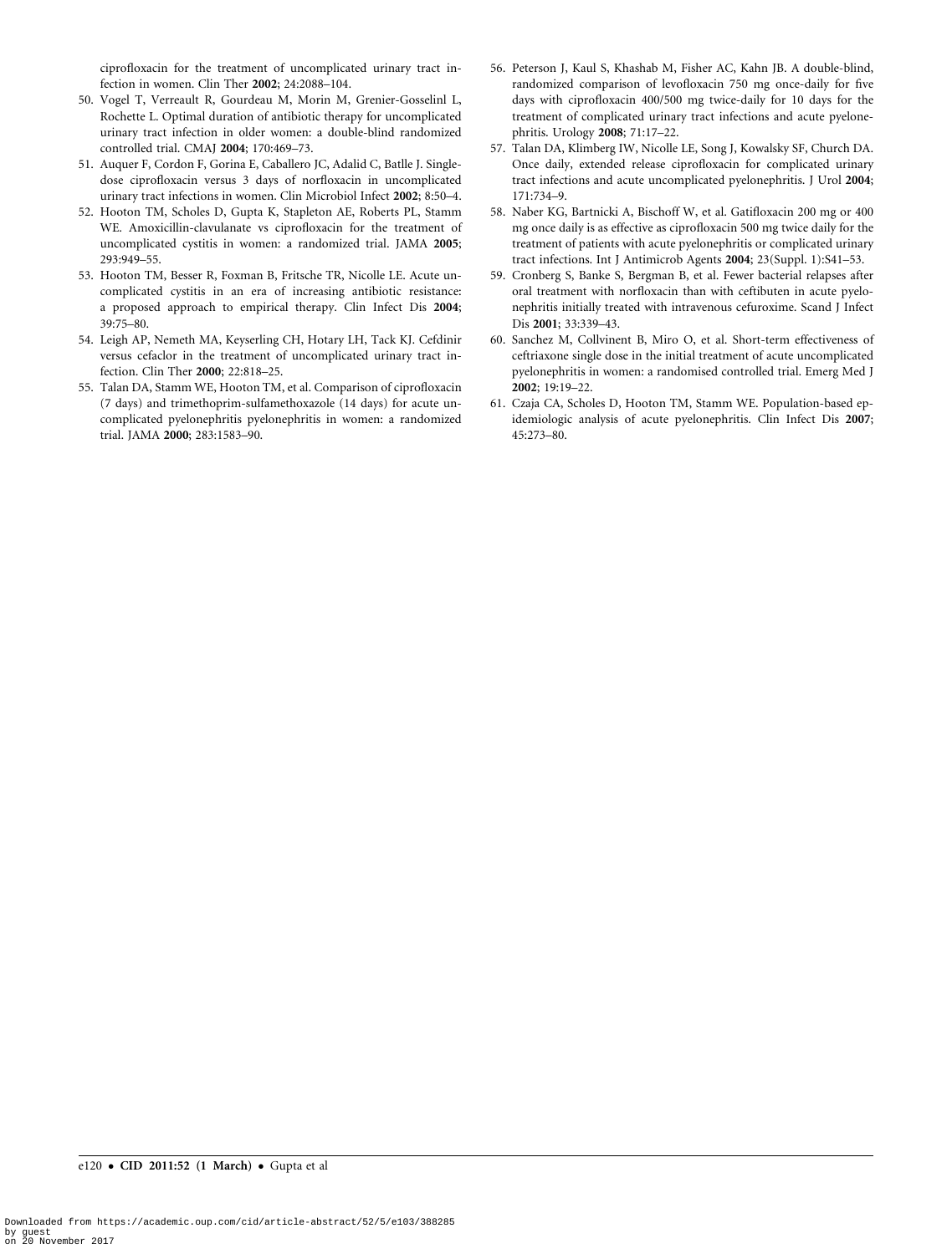ciprofloxacin for the treatment of uncomplicated urinary tract infection in women. Clin Ther **2002**; 24:2088–104.

50. Vogel T, Verreault R, Gourdeau M, Morin M, Grenier-Gosselinl L, Rochette L. Optimal duration of antibiotic therapy for uncomplicated urinary tract infection in older women: a double-blind randomized controlled trial. CMAJ **2004**; 170:469–73.
51. Auquer F, Cordon F, Gorina E, Caballero JC, Adalid C, Batlle J. Single-dose ciprofloxacin versus 3 days of norfloxacin in uncomplicated urinary tract infections in women. Clin Microbiol Infect **2002**; 8:50–4.
52. Hooton TM, Scholes D, Gupta K, Stapleton AE, Roberts PL, Stamm WE. Amoxicillin-clavulanate vs ciprofloxacin for the treatment of uncomplicated cystitis in women: a randomized trial. JAMA **2005**; 293:949–55.
53. Hooton TM, Besser R, Foxman B, Fritsche TR, Nicolle LE. Acute uncomplicated cystitis in an era of increasing antibiotic resistance: a proposed approach to empirical therapy. Clin Infect Dis **2004**; 39:75–80.
54. Leigh AP, Nemeth MA, Keyserling CH, Hotary LH, Tack KJ. Cefdinir versus cefaclor in the treatment of uncomplicated urinary tract infection. Clin Ther **2000**; 22:818–25.
55. Talan DA, Stamm WE, Hooton TM, et al. Comparison of ciprofloxacin (7 days) and trimethoprim-sulfamethoxazole (14 days) for acute uncomplicated pyelonephritis pyelonephritis in women: a randomized trial. JAMA **2000**; 283:1583–90.
56. Peterson J, Kaul S, Khashab M, Fisher AC, Kahn JB. A double-blind, randomized comparison of levofloxacin 750 mg once-daily for five days with ciprofloxacin 400/500 mg twice-daily for 10 days for the treatment of complicated urinary tract infections and acute pyelonephritis. Urology **2008**; 71:17–22.
57. Talan DA, Klimberg IW, Nicolle LE, Song J, Kowalsky SF, Church DA. Once daily, extended release ciprofloxacin for complicated urinary tract infections and acute uncomplicated pyelonephritis. J Urol **2004**; 171:734–9.
58. Naber KG, Bartnicki A, Bischoff W, et al. Gatifloxacin 200 mg or 400 mg once daily is as effective as ciprofloxacin 500 mg twice daily for the treatment of patients with acute pyelonephritis or complicated urinary tract infections. Int J Antimicrob Agents **2004**; 23(Suppl. 1):S41–53.
59. Cronberg S, Banke S, Bergman B, et al. Fewer bacterial relapses after oral treatment with norfloxacin than with ceftibuten in acute pyelonephritis initially treated with intravenous cefuroxime. Scand J Infect Dis **2001**; 33:339–43.
60. Sanchez M, Collvinent B, Miro O, et al. Short-term effectiveness of ceftriaxone single dose in the initial treatment of acute uncomplicated pyelonephritis in women: a randomised controlled trial. Emerg Med J **2002**; 19:19–22.
61. Czaja CA, Scholes D, Hooton TM, Stamm WE. Population-based epidemiologic analysis of acute pyelonephritis. Clin Infect Dis **2007**; 45:273–80.